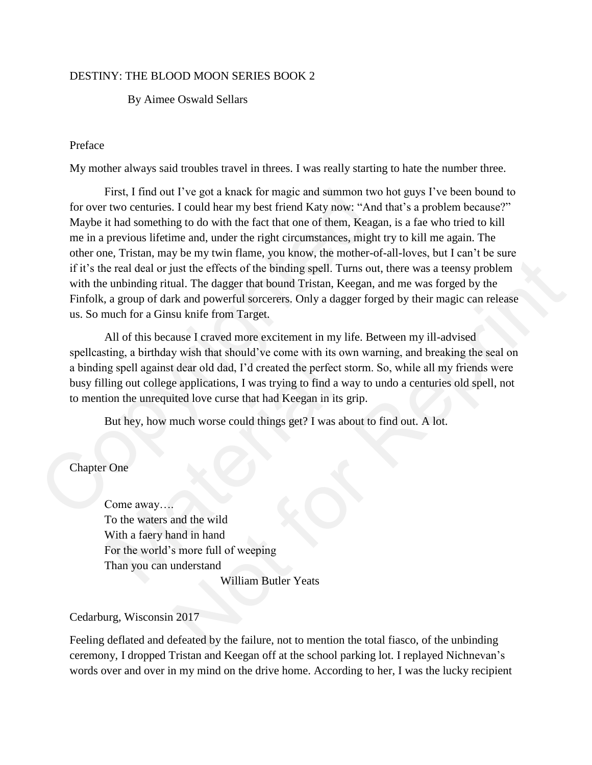# DESTINY: THE BLOOD MOON SERIES BOOK 2

By Aimee Oswald Sellars

## Preface

My mother always said troubles travel in threes. I was really starting to hate the number three.

First, I find out I've got a knack for magic and summon two hot guys I've been bound to for over two centuries. I could hear my best friend Katy now: "And that's a problem because?" Maybe it had something to do with the fact that one of them, Keagan, is a fae who tried to kill me in a previous lifetime and, under the right circumstances, might try to kill me again. The other one, Tristan, may be my twin flame, you know, the mother-of-all-loves, but I can't be sure if it's the real deal or just the effects of the binding spell. Turns out, there was a teensy problem with the unbinding ritual. The dagger that bound Tristan, Keegan, and me was forged by the Finfolk, a group of dark and powerful sorcerers. Only a dagger forged by their magic can release us. So much for a Ginsu knife from Target.

All of this because I craved more excitement in my life. Between my ill-advised spellcasting, a birthday wish that should've come with its own warning, and breaking the seal on a binding spell against dear old dad, I'd created the perfect storm. So, while all my friends were busy filling out college applications, I was trying to find a way to undo a centuries old spell, not to mention the unrequited love curse that had Keegan in its grip.

But hey, how much worse could things get? I was about to find out. A lot.

## Chapter One

> Come away….
> To the waters and the wild
> With a faery hand in hand
> For the world's more full of weeping
> Than you can understand
>
> William Butler Yeats

Cedarburg, Wisconsin 2017

Feeling deflated and defeated by the failure, not to mention the total fiasco, of the unbinding ceremony, I dropped Tristan and Keegan off at the school parking lot. I replayed Nichnevan's words over and over in my mind on the drive home. According to her, I was the lucky recipient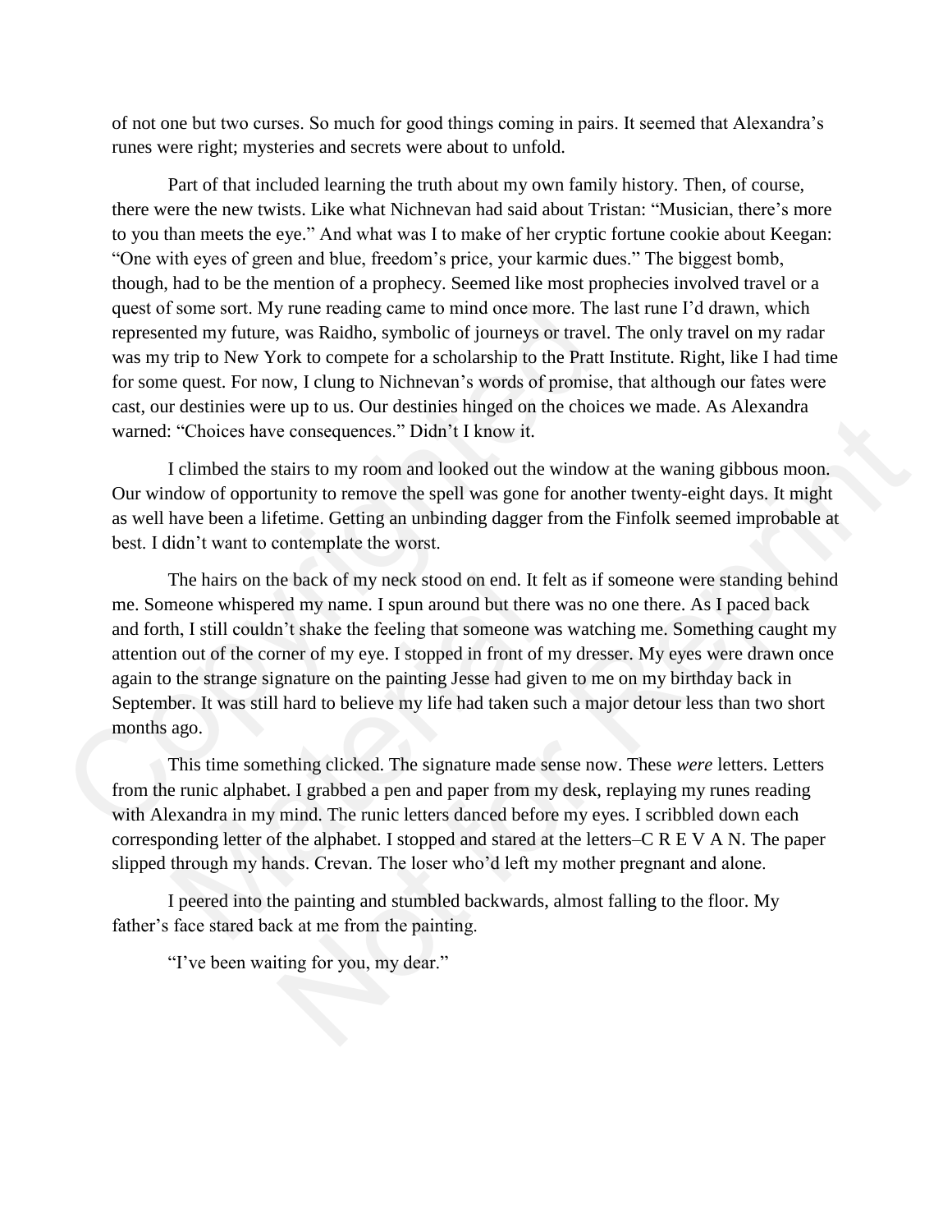of not one but two curses. So much for good things coming in pairs. It seemed that Alexandra's runes were right; mysteries and secrets were about to unfold.

Part of that included learning the truth about my own family history. Then, of course, there were the new twists. Like what Nichnevan had said about Tristan: "Musician, there's more to you than meets the eye." And what was I to make of her cryptic fortune cookie about Keegan: "One with eyes of green and blue, freedom's price, your karmic dues." The biggest bomb, though, had to be the mention of a prophecy. Seemed like most prophecies involved travel or a quest of some sort. My rune reading came to mind once more. The last rune I'd drawn, which represented my future, was Raidho, symbolic of journeys or travel. The only travel on my radar was my trip to New York to compete for a scholarship to the Pratt Institute. Right, like I had time for some quest. For now, I clung to Nichnevan's words of promise, that although our fates were cast, our destinies were up to us. Our destinies hinged on the choices we made. As Alexandra warned: "Choices have consequences." Didn't I know it.

I climbed the stairs to my room and looked out the window at the waning gibbous moon. Our window of opportunity to remove the spell was gone for another twenty-eight days. It might as well have been a lifetime. Getting an unbinding dagger from the Finfolk seemed improbable at best. I didn't want to contemplate the worst.

The hairs on the back of my neck stood on end. It felt as if someone were standing behind me. Someone whispered my name. I spun around but there was no one there. As I paced back and forth, I still couldn't shake the feeling that someone was watching me. Something caught my attention out of the corner of my eye. I stopped in front of my dresser. My eyes were drawn once again to the strange signature on the painting Jesse had given to me on my birthday back in September. It was still hard to believe my life had taken such a major detour less than two short months ago.

This time something clicked. The signature made sense now. These *were* letters. Letters from the runic alphabet. I grabbed a pen and paper from my desk, replaying my runes reading with Alexandra in my mind. The runic letters danced before my eyes. I scribbled down each corresponding letter of the alphabet. I stopped and stared at the letters–C R E V A N. The paper slipped through my hands. Crevan. The loser who'd left my mother pregnant and alone.

I peered into the painting and stumbled backwards, almost falling to the floor. My father's face stared back at me from the painting.

"I've been waiting for you, my dear."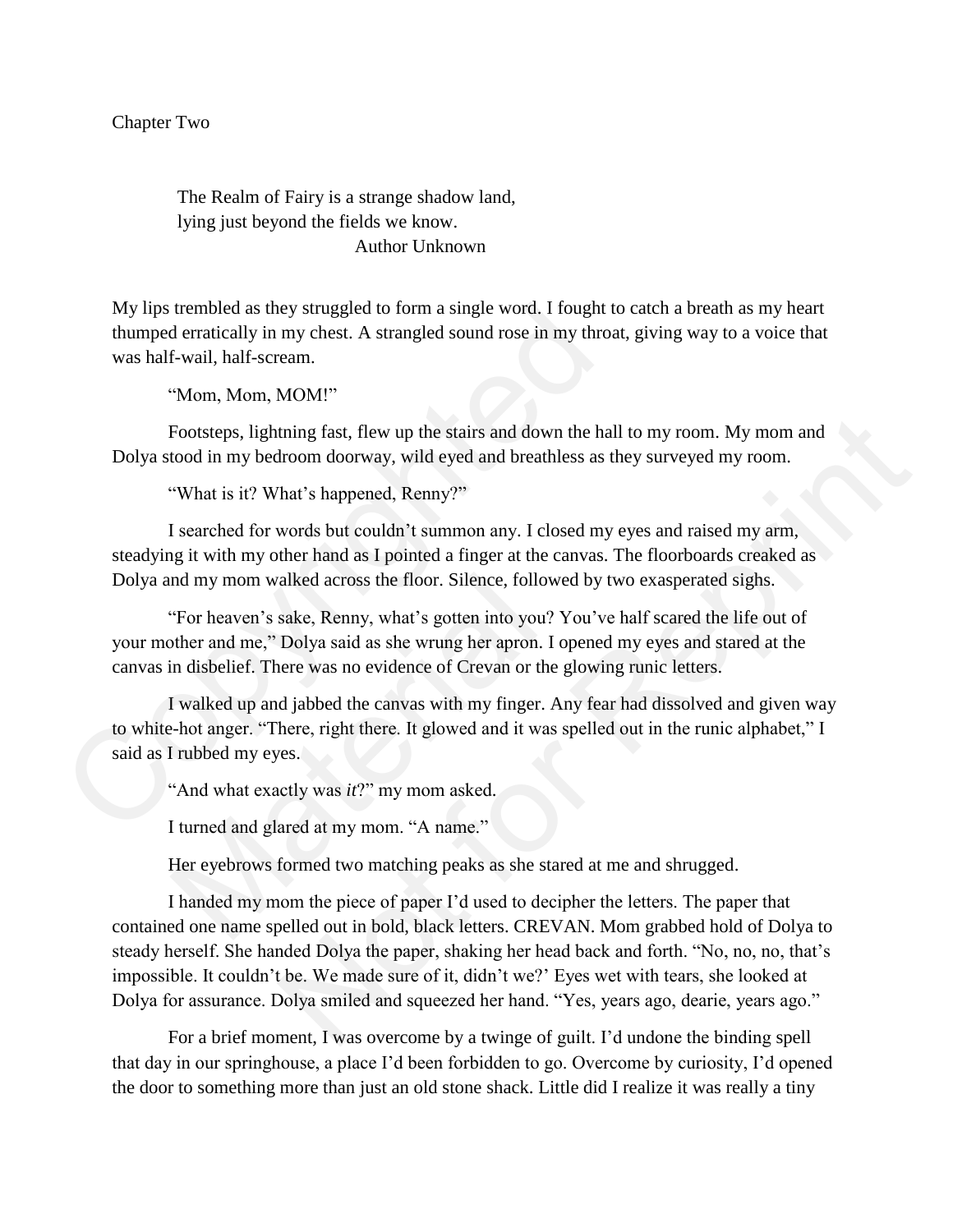Chapter Two

> The Realm of Fairy is a strange shadow land,
> lying just beyond the fields we know.
> Author Unknown

My lips trembled as they struggled to form a single word. I fought to catch a breath as my heart thumped erratically in my chest. A strangled sound rose in my throat, giving way to a voice that was half-wail, half-scream.

"Mom, Mom, MOM!"

Footsteps, lightning fast, flew up the stairs and down the hall to my room. My mom and Dolya stood in my bedroom doorway, wild eyed and breathless as they surveyed my room.

"What is it? What's happened, Renny?"

I searched for words but couldn't summon any. I closed my eyes and raised my arm, steadying it with my other hand as I pointed a finger at the canvas. The floorboards creaked as Dolya and my mom walked across the floor. Silence, followed by two exasperated sighs.

"For heaven's sake, Renny, what's gotten into you? You've half scared the life out of your mother and me," Dolya said as she wrung her apron. I opened my eyes and stared at the canvas in disbelief. There was no evidence of Crevan or the glowing runic letters.

I walked up and jabbed the canvas with my finger. Any fear had dissolved and given way to white-hot anger. "There, right there. It glowed and it was spelled out in the runic alphabet," I said as I rubbed my eyes.

"And what exactly was *it*?" my mom asked.

I turned and glared at my mom. "A name."

Her eyebrows formed two matching peaks as she stared at me and shrugged.

I handed my mom the piece of paper I'd used to decipher the letters. The paper that contained one name spelled out in bold, black letters. CREVAN. Mom grabbed hold of Dolya to steady herself. She handed Dolya the paper, shaking her head back and forth. "No, no, no, that's impossible. It couldn't be. We made sure of it, didn't we?' Eyes wet with tears, she looked at Dolya for assurance. Dolya smiled and squeezed her hand. "Yes, years ago, dearie, years ago."

For a brief moment, I was overcome by a twinge of guilt. I'd undone the binding spell that day in our springhouse, a place I'd been forbidden to go. Overcome by curiosity, I'd opened the door to something more than just an old stone shack. Little did I realize it was really a tiny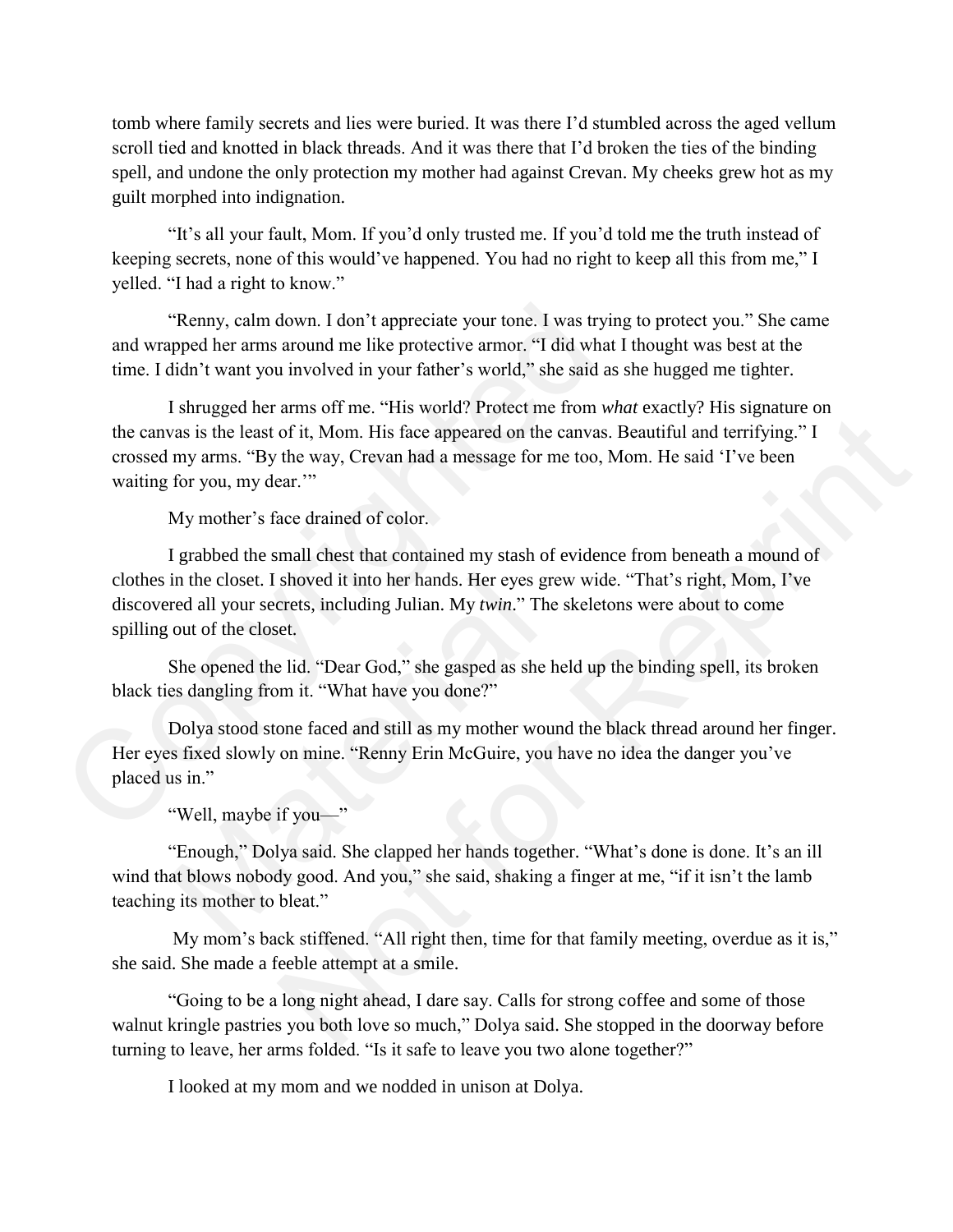tomb where family secrets and lies were buried. It was there I'd stumbled across the aged vellum scroll tied and knotted in black threads. And it was there that I'd broken the ties of the binding spell, and undone the only protection my mother had against Crevan. My cheeks grew hot as my guilt morphed into indignation.

"It's all your fault, Mom. If you'd only trusted me. If you'd told me the truth instead of keeping secrets, none of this would've happened. You had no right to keep all this from me," I yelled. "I had a right to know."

"Renny, calm down. I don't appreciate your tone. I was trying to protect you." She came and wrapped her arms around me like protective armor. "I did what I thought was best at the time. I didn't want you involved in your father's world," she said as she hugged me tighter.

I shrugged her arms off me. "His world? Protect me from *what* exactly? His signature on the canvas is the least of it, Mom. His face appeared on the canvas. Beautiful and terrifying." I crossed my arms. "By the way, Crevan had a message for me too, Mom. He said 'I've been waiting for you, my dear.'"

My mother's face drained of color.

I grabbed the small chest that contained my stash of evidence from beneath a mound of clothes in the closet. I shoved it into her hands. Her eyes grew wide. "That's right, Mom, I've discovered all your secrets, including Julian. My *twin*." The skeletons were about to come spilling out of the closet.

She opened the lid. "Dear God," she gasped as she held up the binding spell, its broken black ties dangling from it. "What have you done?"

Dolya stood stone faced and still as my mother wound the black thread around her finger. Her eyes fixed slowly on mine. "Renny Erin McGuire, you have no idea the danger you've placed us in."

"Well, maybe if you—"

"Enough," Dolya said. She clapped her hands together. "What's done is done. It's an ill wind that blows nobody good. And you," she said, shaking a finger at me, "if it isn't the lamb teaching its mother to bleat."

My mom's back stiffened. "All right then, time for that family meeting, overdue as it is," she said. She made a feeble attempt at a smile.

"Going to be a long night ahead, I dare say. Calls for strong coffee and some of those walnut kringle pastries you both love so much," Dolya said. She stopped in the doorway before turning to leave, her arms folded. "Is it safe to leave you two alone together?"

I looked at my mom and we nodded in unison at Dolya.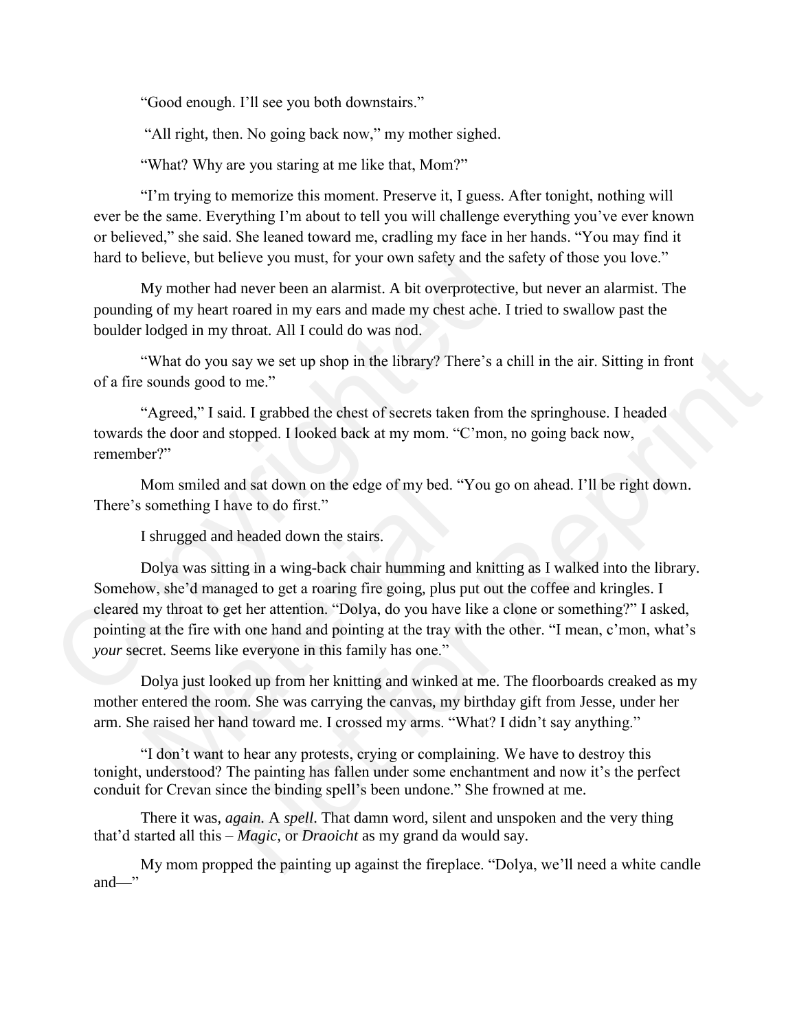"Good enough. I'll see you both downstairs."

"All right, then. No going back now," my mother sighed.

"What? Why are you staring at me like that, Mom?"

"I'm trying to memorize this moment. Preserve it, I guess. After tonight, nothing will ever be the same. Everything I'm about to tell you will challenge everything you've ever known or believed," she said. She leaned toward me, cradling my face in her hands. "You may find it hard to believe, but believe you must, for your own safety and the safety of those you love."

My mother had never been an alarmist. A bit overprotective, but never an alarmist. The pounding of my heart roared in my ears and made my chest ache. I tried to swallow past the boulder lodged in my throat. All I could do was nod.

"What do you say we set up shop in the library? There's a chill in the air. Sitting in front of a fire sounds good to me."

"Agreed," I said. I grabbed the chest of secrets taken from the springhouse. I headed towards the door and stopped. I looked back at my mom. "C'mon, no going back now, remember?"

Mom smiled and sat down on the edge of my bed. "You go on ahead. I'll be right down. There's something I have to do first."

I shrugged and headed down the stairs.

Dolya was sitting in a wing-back chair humming and knitting as I walked into the library. Somehow, she'd managed to get a roaring fire going, plus put out the coffee and kringles. I cleared my throat to get her attention. "Dolya, do you have like a clone or something?" I asked, pointing at the fire with one hand and pointing at the tray with the other. "I mean, c'mon, what's *your* secret. Seems like everyone in this family has one."

Dolya just looked up from her knitting and winked at me. The floorboards creaked as my mother entered the room. She was carrying the canvas, my birthday gift from Jesse, under her arm. She raised her hand toward me. I crossed my arms. "What? I didn't say anything."

"I don't want to hear any protests, crying or complaining. We have to destroy this tonight, understood? The painting has fallen under some enchantment and now it's the perfect conduit for Crevan since the binding spell's been undone." She frowned at me.

There it was, *again.* A *spell*. That damn word, silent and unspoken and the very thing that'd started all this – *Magic,* or *Draoicht* as my grand da would say.

My mom propped the painting up against the fireplace. "Dolya, we'll need a white candle and—"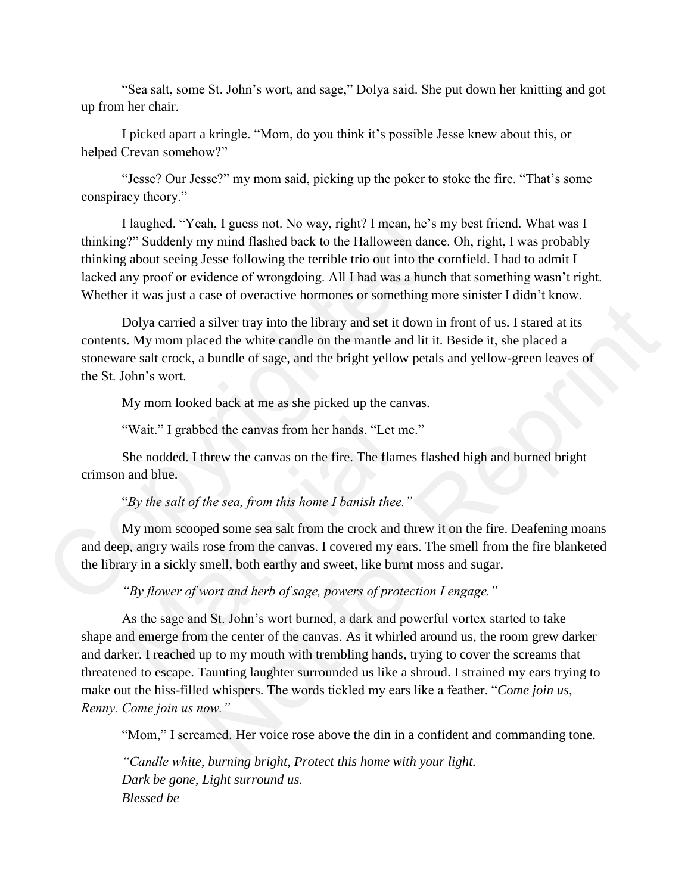"Sea salt, some St. John's wort, and sage," Dolya said. She put down her knitting and got up from her chair.

I picked apart a kringle. "Mom, do you think it's possible Jesse knew about this, or helped Crevan somehow?"

"Jesse? Our Jesse?" my mom said, picking up the poker to stoke the fire. "That's some conspiracy theory."

I laughed. "Yeah, I guess not. No way, right? I mean, he's my best friend. What was I thinking?" Suddenly my mind flashed back to the Halloween dance. Oh, right, I was probably thinking about seeing Jesse following the terrible trio out into the cornfield. I had to admit I lacked any proof or evidence of wrongdoing. All I had was a hunch that something wasn't right. Whether it was just a case of overactive hormones or something more sinister I didn't know.

Dolya carried a silver tray into the library and set it down in front of us. I stared at its contents. My mom placed the white candle on the mantle and lit it. Beside it, she placed a stoneware salt crock, a bundle of sage, and the bright yellow petals and yellow-green leaves of the St. John's wort.

My mom looked back at me as she picked up the canvas.

"Wait." I grabbed the canvas from her hands. "Let me."

She nodded. I threw the canvas on the fire. The flames flashed high and burned bright crimson and blue.

"*By the salt of the sea, from this home I banish thee.*"

My mom scooped some sea salt from the crock and threw it on the fire. Deafening moans and deep, angry wails rose from the canvas. I covered my ears. The smell from the fire blanketed the library in a sickly smell, both earthy and sweet, like burnt moss and sugar.

*"By flower of wort and herb of sage, powers of protection I engage."*

As the sage and St. John's wort burned, a dark and powerful vortex started to take shape and emerge from the center of the canvas. As it whirled around us, the room grew darker and darker. I reached up to my mouth with trembling hands, trying to cover the screams that threatened to escape. Taunting laughter surrounded us like a shroud. I strained my ears trying to make out the hiss-filled whispers. The words tickled my ears like a feather. "*Come join us, Renny. Come join us now.*"

"Mom," I screamed. Her voice rose above the din in a confident and commanding tone.

*"Candle white, burning bright, Protect this home with your light.*
*Dark be gone, Light surround us.*
*Blessed be*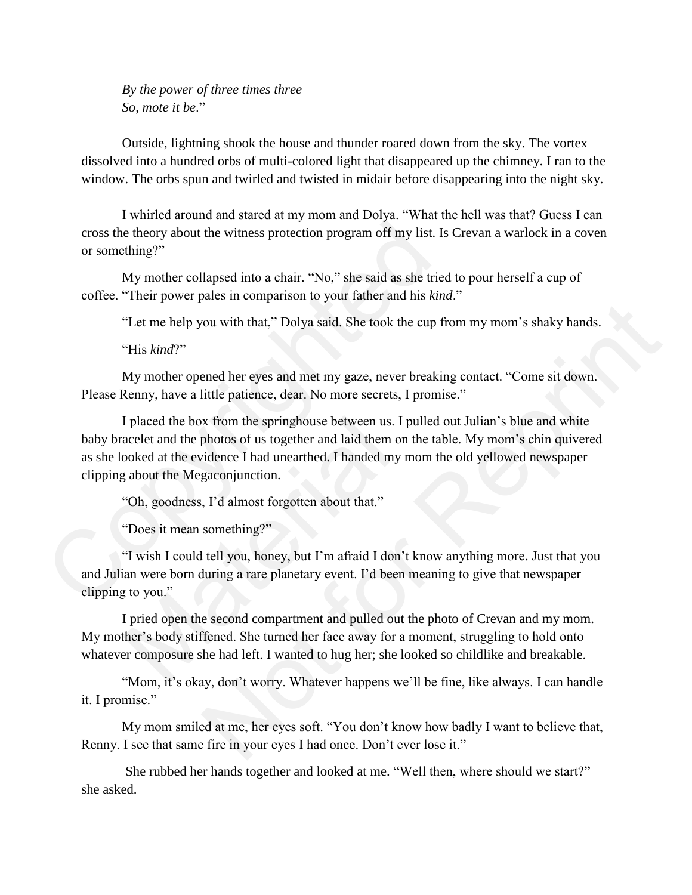*By the power of three times three*
*So, mote it be*."

Outside, lightning shook the house and thunder roared down from the sky. The vortex dissolved into a hundred orbs of multi-colored light that disappeared up the chimney. I ran to the window. The orbs spun and twirled and twisted in midair before disappearing into the night sky.

I whirled around and stared at my mom and Dolya. "What the hell was that? Guess I can cross the theory about the witness protection program off my list. Is Crevan a warlock in a coven or something?"

My mother collapsed into a chair. "No," she said as she tried to pour herself a cup of coffee. "Their power pales in comparison to your father and his *kind*."

"Let me help you with that," Dolya said. She took the cup from my mom's shaky hands.

"His *kind*?"

My mother opened her eyes and met my gaze, never breaking contact. "Come sit down. Please Renny, have a little patience, dear. No more secrets, I promise."

I placed the box from the springhouse between us. I pulled out Julian's blue and white baby bracelet and the photos of us together and laid them on the table. My mom's chin quivered as she looked at the evidence I had unearthed. I handed my mom the old yellowed newspaper clipping about the Megaconjunction.

"Oh, goodness, I'd almost forgotten about that."

"Does it mean something?"

"I wish I could tell you, honey, but I'm afraid I don't know anything more. Just that you and Julian were born during a rare planetary event. I'd been meaning to give that newspaper clipping to you."

I pried open the second compartment and pulled out the photo of Crevan and my mom. My mother's body stiffened. She turned her face away for a moment, struggling to hold onto whatever composure she had left. I wanted to hug her; she looked so childlike and breakable.

"Mom, it's okay, don't worry. Whatever happens we'll be fine, like always. I can handle it. I promise."

My mom smiled at me, her eyes soft. "You don't know how badly I want to believe that, Renny. I see that same fire in your eyes I had once. Don't ever lose it."

She rubbed her hands together and looked at me. "Well then, where should we start?" she asked.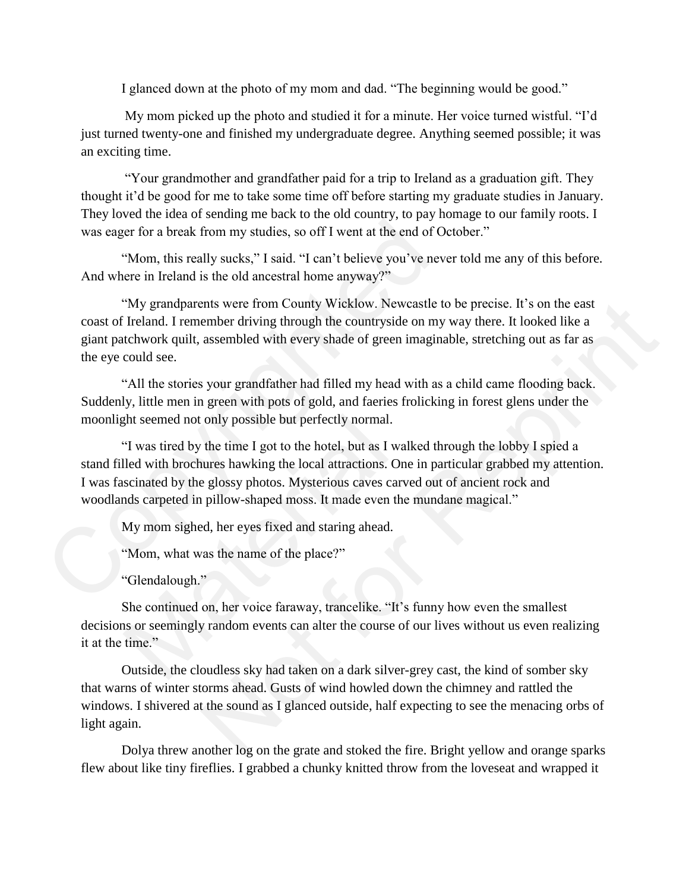I glanced down at the photo of my mom and dad. "The beginning would be good."

My mom picked up the photo and studied it for a minute. Her voice turned wistful. "I'd just turned twenty-one and finished my undergraduate degree. Anything seemed possible; it was an exciting time.

"Your grandmother and grandfather paid for a trip to Ireland as a graduation gift. They thought it'd be good for me to take some time off before starting my graduate studies in January. They loved the idea of sending me back to the old country, to pay homage to our family roots. I was eager for a break from my studies, so off I went at the end of October."

"Mom, this really sucks," I said. "I can't believe you've never told me any of this before. And where in Ireland is the old ancestral home anyway?"

"My grandparents were from County Wicklow. Newcastle to be precise. It's on the east coast of Ireland. I remember driving through the countryside on my way there. It looked like a giant patchwork quilt, assembled with every shade of green imaginable, stretching out as far as the eye could see.

"All the stories your grandfather had filled my head with as a child came flooding back. Suddenly, little men in green with pots of gold, and faeries frolicking in forest glens under the moonlight seemed not only possible but perfectly normal.

"I was tired by the time I got to the hotel, but as I walked through the lobby I spied a stand filled with brochures hawking the local attractions. One in particular grabbed my attention. I was fascinated by the glossy photos. Mysterious caves carved out of ancient rock and woodlands carpeted in pillow-shaped moss. It made even the mundane magical."

My mom sighed, her eyes fixed and staring ahead.

"Mom, what was the name of the place?"

"Glendalough."

She continued on, her voice faraway, trancelike. "It's funny how even the smallest decisions or seemingly random events can alter the course of our lives without us even realizing it at the time."

Outside, the cloudless sky had taken on a dark silver-grey cast, the kind of somber sky that warns of winter storms ahead. Gusts of wind howled down the chimney and rattled the windows. I shivered at the sound as I glanced outside, half expecting to see the menacing orbs of light again.

Dolya threw another log on the grate and stoked the fire. Bright yellow and orange sparks flew about like tiny fireflies. I grabbed a chunky knitted throw from the loveseat and wrapped it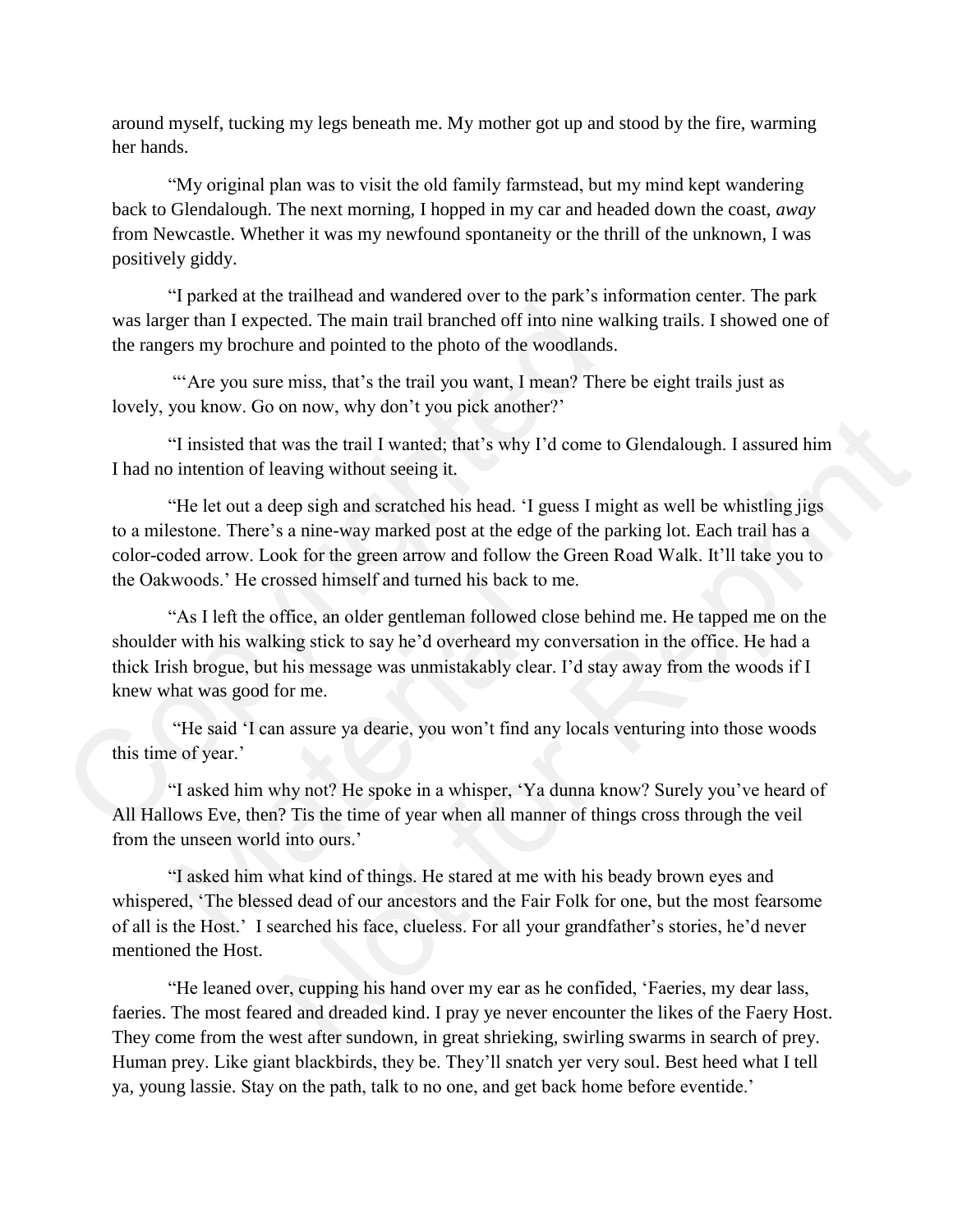around myself, tucking my legs beneath me. My mother got up and stood by the fire, warming her hands.

"My original plan was to visit the old family farmstead, but my mind kept wandering back to Glendalough. The next morning, I hopped in my car and headed down the coast, *away* from Newcastle. Whether it was my newfound spontaneity or the thrill of the unknown, I was positively giddy.

"I parked at the trailhead and wandered over to the park's information center. The park was larger than I expected. The main trail branched off into nine walking trails. I showed one of the rangers my brochure and pointed to the photo of the woodlands.

"'Are you sure miss, that's the trail you want, I mean? There be eight trails just as lovely, you know. Go on now, why don't you pick another?'

"I insisted that was the trail I wanted; that's why I'd come to Glendalough. I assured him I had no intention of leaving without seeing it.

"He let out a deep sigh and scratched his head. 'I guess I might as well be whistling jigs to a milestone. There's a nine-way marked post at the edge of the parking lot. Each trail has a color-coded arrow. Look for the green arrow and follow the Green Road Walk. It'll take you to the Oakwoods.' He crossed himself and turned his back to me.

"As I left the office, an older gentleman followed close behind me. He tapped me on the shoulder with his walking stick to say he'd overheard my conversation in the office. He had a thick Irish brogue, but his message was unmistakably clear. I'd stay away from the woods if I knew what was good for me.

"He said 'I can assure ya dearie, you won't find any locals venturing into those woods this time of year.'

"I asked him why not? He spoke in a whisper, 'Ya dunna know? Surely you've heard of All Hallows Eve, then? Tis the time of year when all manner of things cross through the veil from the unseen world into ours.'

"I asked him what kind of things. He stared at me with his beady brown eyes and whispered, 'The blessed dead of our ancestors and the Fair Folk for one, but the most fearsome of all is the Host.' I searched his face, clueless. For all your grandfather's stories, he'd never mentioned the Host.

"He leaned over, cupping his hand over my ear as he confided, 'Faeries, my dear lass, faeries. The most feared and dreaded kind. I pray ye never encounter the likes of the Faery Host. They come from the west after sundown, in great shrieking, swirling swarms in search of prey. Human prey. Like giant blackbirds, they be. They'll snatch yer very soul. Best heed what I tell ya, young lassie. Stay on the path, talk to no one, and get back home before eventide.'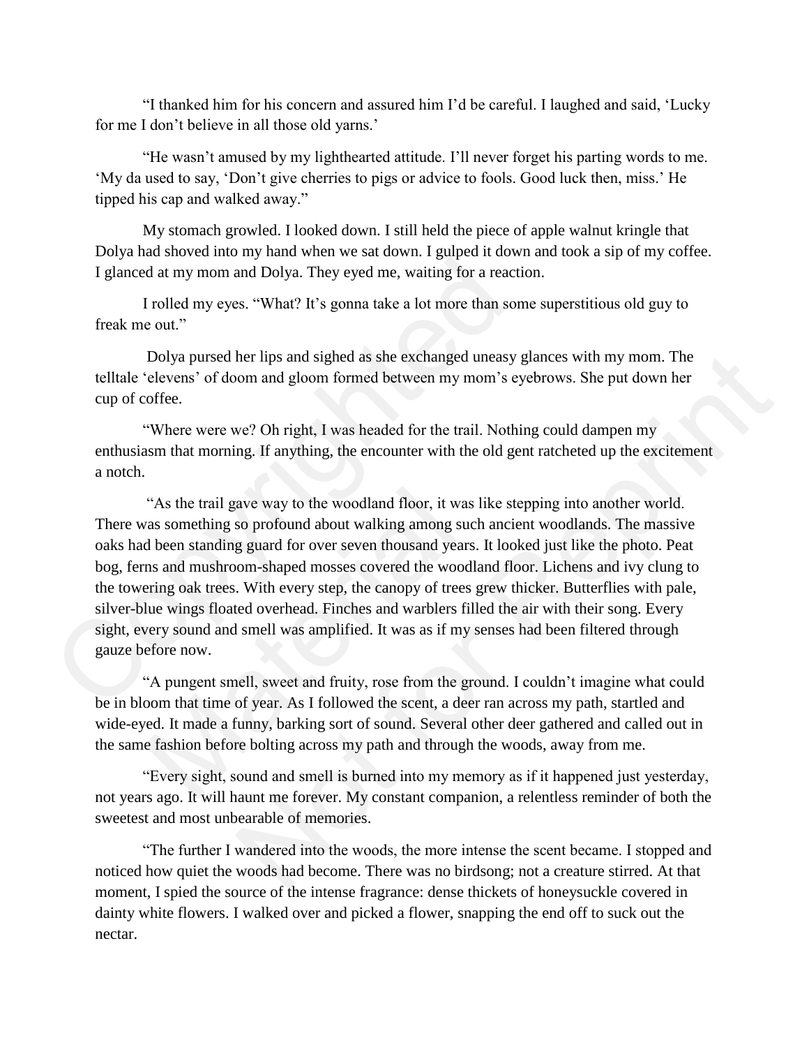"I thanked him for his concern and assured him I'd be careful. I laughed and said, 'Lucky for me I don't believe in all those old yarns.'

"He wasn't amused by my lighthearted attitude. I'll never forget his parting words to me. 'My da used to say, 'Don't give cherries to pigs or advice to fools. Good luck then, miss.' He tipped his cap and walked away."

My stomach growled. I looked down. I still held the piece of apple walnut kringle that Dolya had shoved into my hand when we sat down. I gulped it down and took a sip of my coffee. I glanced at my mom and Dolya. They eyed me, waiting for a reaction.

I rolled my eyes. "What? It's gonna take a lot more than some superstitious old guy to freak me out."

Dolya pursed her lips and sighed as she exchanged uneasy glances with my mom. The telltale 'elevens' of doom and gloom formed between my mom's eyebrows. She put down her cup of coffee.

"Where were we? Oh right, I was headed for the trail. Nothing could dampen my enthusiasm that morning. If anything, the encounter with the old gent ratcheted up the excitement a notch.

"As the trail gave way to the woodland floor, it was like stepping into another world. There was something so profound about walking among such ancient woodlands. The massive oaks had been standing guard for over seven thousand years. It looked just like the photo. Peat bog, ferns and mushroom-shaped mosses covered the woodland floor. Lichens and ivy clung to the towering oak trees. With every step, the canopy of trees grew thicker. Butterflies with pale, silver-blue wings floated overhead. Finches and warblers filled the air with their song. Every sight, every sound and smell was amplified. It was as if my senses had been filtered through gauze before now.

"A pungent smell, sweet and fruity, rose from the ground. I couldn't imagine what could be in bloom that time of year. As I followed the scent, a deer ran across my path, startled and wide-eyed. It made a funny, barking sort of sound. Several other deer gathered and called out in the same fashion before bolting across my path and through the woods, away from me.

"Every sight, sound and smell is burned into my memory as if it happened just yesterday, not years ago. It will haunt me forever. My constant companion, a relentless reminder of both the sweetest and most unbearable of memories.

"The further I wandered into the woods, the more intense the scent became. I stopped and noticed how quiet the woods had become. There was no birdsong; not a creature stirred. At that moment, I spied the source of the intense fragrance: dense thickets of honeysuckle covered in dainty white flowers. I walked over and picked a flower, snapping the end off to suck out the nectar.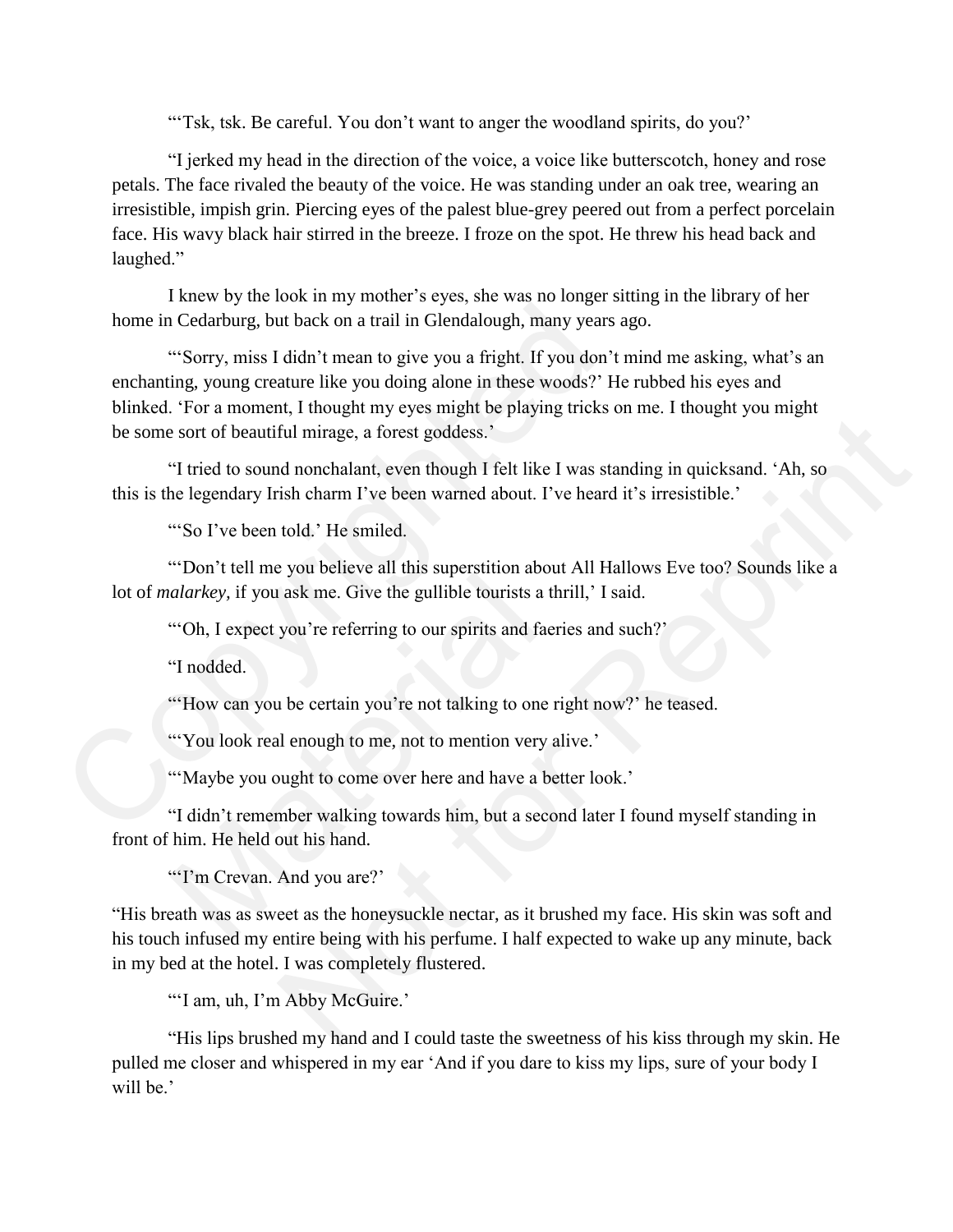"'Tsk, tsk. Be careful. You don't want to anger the woodland spirits, do you?'

"I jerked my head in the direction of the voice, a voice like butterscotch, honey and rose petals. The face rivaled the beauty of the voice. He was standing under an oak tree, wearing an irresistible, impish grin. Piercing eyes of the palest blue-grey peered out from a perfect porcelain face. His wavy black hair stirred in the breeze. I froze on the spot. He threw his head back and laughed."

I knew by the look in my mother's eyes, she was no longer sitting in the library of her home in Cedarburg, but back on a trail in Glendalough, many years ago.

"'Sorry, miss I didn't mean to give you a fright. If you don't mind me asking, what's an enchanting, young creature like you doing alone in these woods?' He rubbed his eyes and blinked. 'For a moment, I thought my eyes might be playing tricks on me. I thought you might be some sort of beautiful mirage, a forest goddess.'

"I tried to sound nonchalant, even though I felt like I was standing in quicksand. 'Ah, so this is the legendary Irish charm I've been warned about. I've heard it's irresistible.'

"'So I've been told.' He smiled.

"'Don't tell me you believe all this superstition about All Hallows Eve too? Sounds like a lot of *malarkey,* if you ask me. Give the gullible tourists a thrill,' I said.

"'Oh, I expect you're referring to our spirits and faeries and such?'

"I nodded.

"'How can you be certain you're not talking to one right now?' he teased.

"'You look real enough to me, not to mention very alive.'

"'Maybe you ought to come over here and have a better look.'

"I didn't remember walking towards him, but a second later I found myself standing in front of him. He held out his hand.

"'I'm Crevan. And you are?'

"His breath was as sweet as the honeysuckle nectar, as it brushed my face. His skin was soft and his touch infused my entire being with his perfume. I half expected to wake up any minute, back in my bed at the hotel. I was completely flustered.

"'I am, uh, I'm Abby McGuire.'

"His lips brushed my hand and I could taste the sweetness of his kiss through my skin. He pulled me closer and whispered in my ear 'And if you dare to kiss my lips, sure of your body I will be.'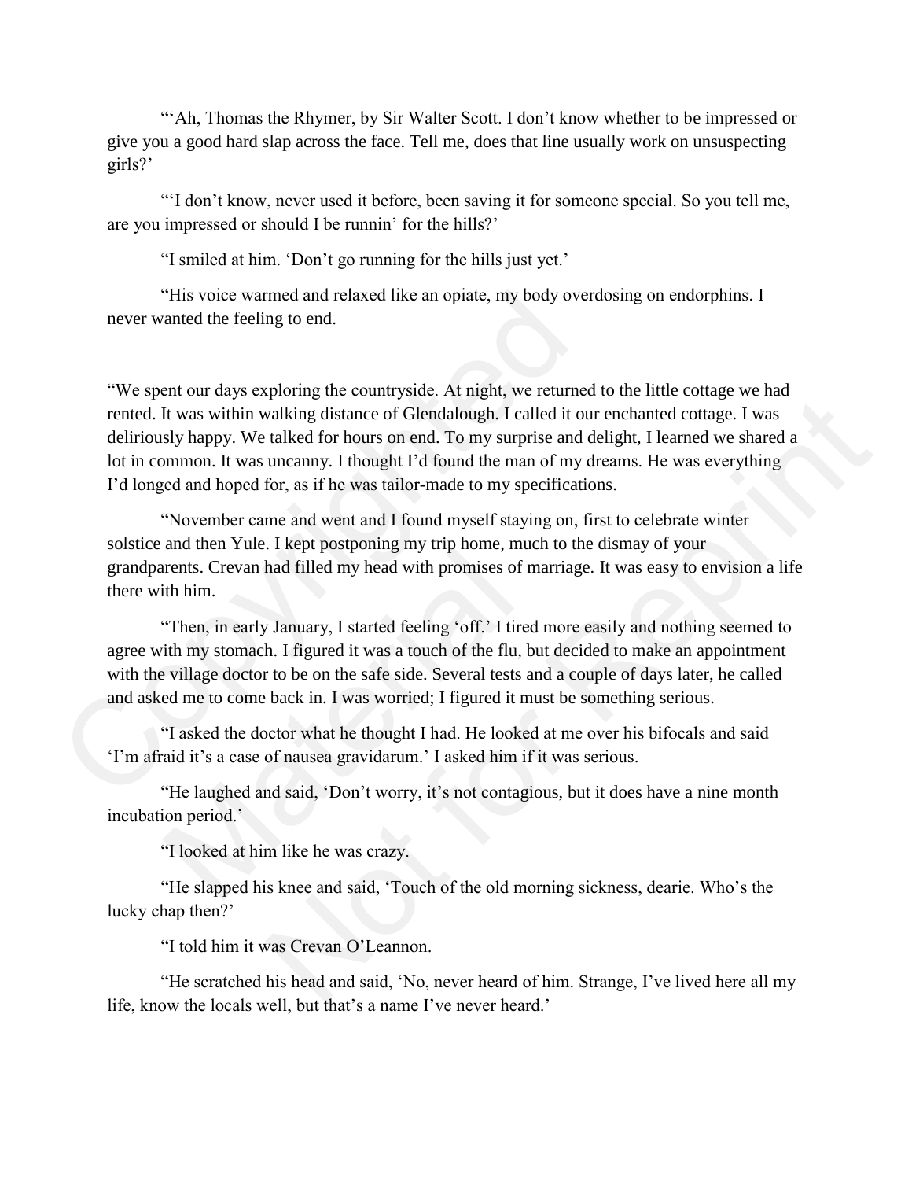"'Ah, Thomas the Rhymer, by Sir Walter Scott. I don't know whether to be impressed or give you a good hard slap across the face. Tell me, does that line usually work on unsuspecting girls?'

"'I don't know, never used it before, been saving it for someone special. So you tell me, are you impressed or should I be runnin' for the hills?'

"I smiled at him. 'Don't go running for the hills just yet.'

"His voice warmed and relaxed like an opiate, my body overdosing on endorphins. I never wanted the feeling to end.

"We spent our days exploring the countryside. At night, we returned to the little cottage we had rented. It was within walking distance of Glendalough. I called it our enchanted cottage. I was deliriously happy. We talked for hours on end. To my surprise and delight, I learned we shared a lot in common. It was uncanny. I thought I'd found the man of my dreams. He was everything I'd longed and hoped for, as if he was tailor-made to my specifications.

"November came and went and I found myself staying on, first to celebrate winter solstice and then Yule. I kept postponing my trip home, much to the dismay of your grandparents. Crevan had filled my head with promises of marriage. It was easy to envision a life there with him.

"Then, in early January, I started feeling 'off.' I tired more easily and nothing seemed to agree with my stomach. I figured it was a touch of the flu, but decided to make an appointment with the village doctor to be on the safe side. Several tests and a couple of days later, he called and asked me to come back in. I was worried; I figured it must be something serious.

"I asked the doctor what he thought I had. He looked at me over his bifocals and said 'I'm afraid it's a case of nausea gravidarum.' I asked him if it was serious.

"He laughed and said, 'Don't worry, it's not contagious, but it does have a nine month incubation period.'

"I looked at him like he was crazy.

"He slapped his knee and said, 'Touch of the old morning sickness, dearie. Who's the lucky chap then?'

"I told him it was Crevan O'Leannon.

"He scratched his head and said, 'No, never heard of him. Strange, I've lived here all my life, know the locals well, but that's a name I've never heard.'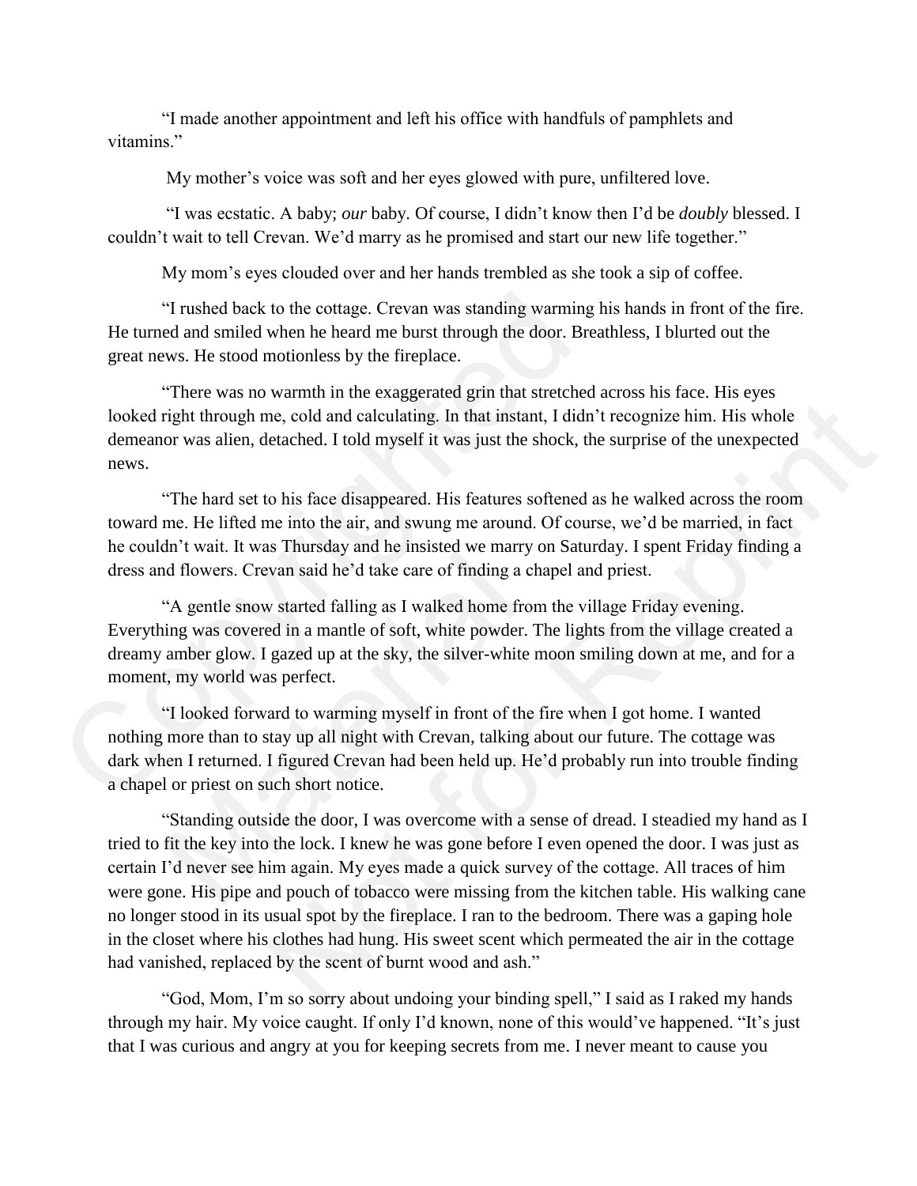"I made another appointment and left his office with handfuls of pamphlets and vitamins."

My mother's voice was soft and her eyes glowed with pure, unfiltered love.

"I was ecstatic. A baby; *our* baby. Of course, I didn't know then I'd be *doubly* blessed. I couldn't wait to tell Crevan. We'd marry as he promised and start our new life together."

My mom's eyes clouded over and her hands trembled as she took a sip of coffee.

"I rushed back to the cottage. Crevan was standing warming his hands in front of the fire. He turned and smiled when he heard me burst through the door. Breathless, I blurted out the great news. He stood motionless by the fireplace.

"There was no warmth in the exaggerated grin that stretched across his face. His eyes looked right through me, cold and calculating. In that instant, I didn't recognize him. His whole demeanor was alien, detached. I told myself it was just the shock, the surprise of the unexpected news.

"The hard set to his face disappeared. His features softened as he walked across the room toward me. He lifted me into the air, and swung me around. Of course, we'd be married, in fact he couldn't wait. It was Thursday and he insisted we marry on Saturday. I spent Friday finding a dress and flowers. Crevan said he'd take care of finding a chapel and priest.

"A gentle snow started falling as I walked home from the village Friday evening. Everything was covered in a mantle of soft, white powder. The lights from the village created a dreamy amber glow. I gazed up at the sky, the silver-white moon smiling down at me, and for a moment, my world was perfect.

"I looked forward to warming myself in front of the fire when I got home. I wanted nothing more than to stay up all night with Crevan, talking about our future. The cottage was dark when I returned. I figured Crevan had been held up. He'd probably run into trouble finding a chapel or priest on such short notice.

"Standing outside the door, I was overcome with a sense of dread. I steadied my hand as I tried to fit the key into the lock. I knew he was gone before I even opened the door. I was just as certain I'd never see him again. My eyes made a quick survey of the cottage. All traces of him were gone. His pipe and pouch of tobacco were missing from the kitchen table. His walking cane no longer stood in its usual spot by the fireplace. I ran to the bedroom. There was a gaping hole in the closet where his clothes had hung. His sweet scent which permeated the air in the cottage had vanished, replaced by the scent of burnt wood and ash."

"God, Mom, I'm so sorry about undoing your binding spell," I said as I raked my hands through my hair. My voice caught. If only I'd known, none of this would've happened. "It's just that I was curious and angry at you for keeping secrets from me. I never meant to cause you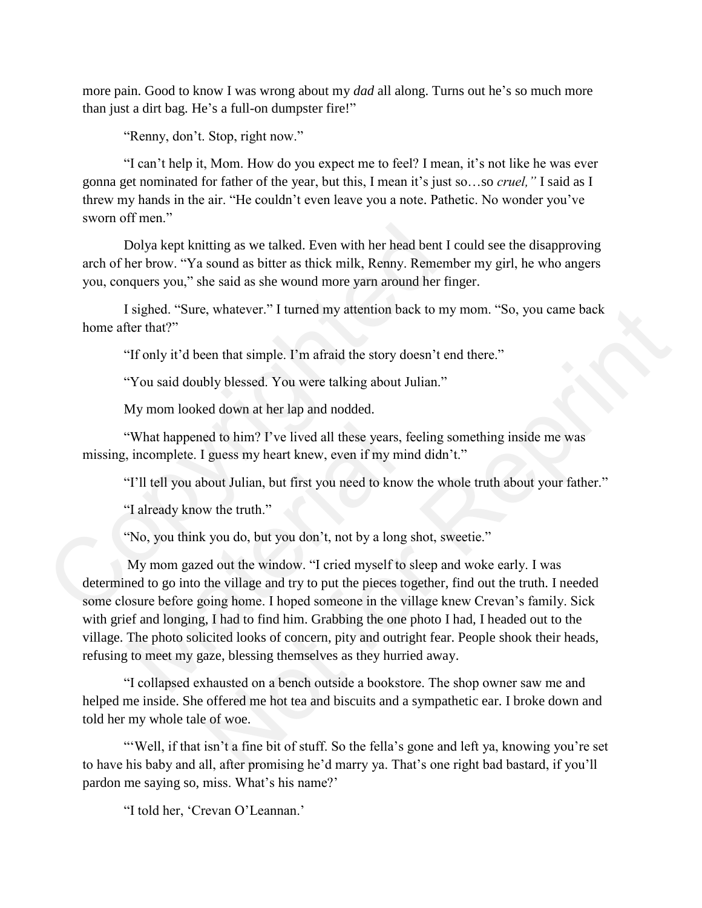more pain. Good to know I was wrong about my *dad* all along. Turns out he's so much more than just a dirt bag. He's a full-on dumpster fire!"

"Renny, don't. Stop, right now."

"I can't help it, Mom. How do you expect me to feel? I mean, it's not like he was ever gonna get nominated for father of the year, but this, I mean it's just so…so *cruel,"* I said as I threw my hands in the air. "He couldn't even leave you a note. Pathetic. No wonder you've sworn off men."

Dolya kept knitting as we talked. Even with her head bent I could see the disapproving arch of her brow. "Ya sound as bitter as thick milk, Renny. Remember my girl, he who angers you, conquers you," she said as she wound more yarn around her finger.

I sighed. "Sure, whatever." I turned my attention back to my mom. "So, you came back home after that?"

"If only it'd been that simple. I'm afraid the story doesn't end there."

"You said doubly blessed. You were talking about Julian."

My mom looked down at her lap and nodded.

"What happened to him? I've lived all these years, feeling something inside me was missing, incomplete. I guess my heart knew, even if my mind didn't."

"I'll tell you about Julian, but first you need to know the whole truth about your father."

"I already know the truth."

"No, you think you do, but you don't, not by a long shot, sweetie."

My mom gazed out the window. "I cried myself to sleep and woke early. I was determined to go into the village and try to put the pieces together, find out the truth. I needed some closure before going home. I hoped someone in the village knew Crevan's family. Sick with grief and longing, I had to find him. Grabbing the one photo I had, I headed out to the village. The photo solicited looks of concern, pity and outright fear. People shook their heads, refusing to meet my gaze, blessing themselves as they hurried away.

"I collapsed exhausted on a bench outside a bookstore. The shop owner saw me and helped me inside. She offered me hot tea and biscuits and a sympathetic ear. I broke down and told her my whole tale of woe.

"'Well, if that isn't a fine bit of stuff. So the fella's gone and left ya, knowing you're set to have his baby and all, after promising he'd marry ya. That's one right bad bastard, if you'll pardon me saying so, miss. What's his name?'

"I told her, 'Crevan O'Leannan.'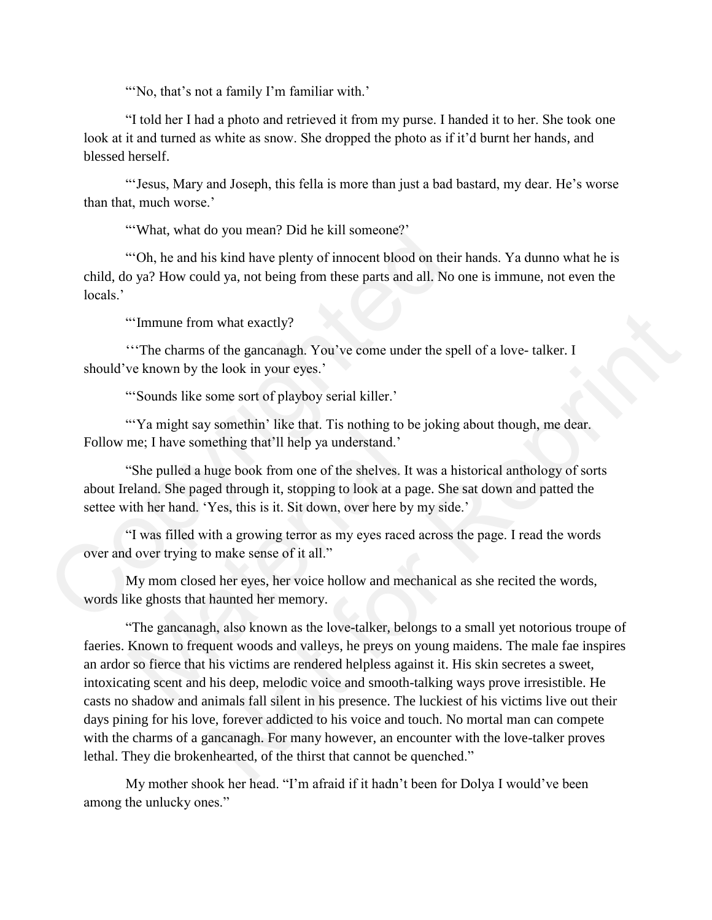"'No, that's not a family I'm familiar with.'

"I told her I had a photo and retrieved it from my purse. I handed it to her. She took one look at it and turned as white as snow. She dropped the photo as if it'd burnt her hands, and blessed herself.

"'Jesus, Mary and Joseph, this fella is more than just a bad bastard, my dear. He's worse than that, much worse.'

"'What, what do you mean? Did he kill someone?'

"'Oh, he and his kind have plenty of innocent blood on their hands. Ya dunno what he is child, do ya? How could ya, not being from these parts and all. No one is immune, not even the locals.'

"'Immune from what exactly?

'''The charms of the gancanagh. You've come under the spell of a love- talker. I should've known by the look in your eyes.'

"'Sounds like some sort of playboy serial killer.'

"'Ya might say somethin' like that. Tis nothing to be joking about though, me dear. Follow me; I have something that'll help ya understand.'

"She pulled a huge book from one of the shelves. It was a historical anthology of sorts about Ireland. She paged through it, stopping to look at a page. She sat down and patted the settee with her hand. 'Yes, this is it. Sit down, over here by my side.'

"I was filled with a growing terror as my eyes raced across the page. I read the words over and over trying to make sense of it all."

My mom closed her eyes, her voice hollow and mechanical as she recited the words, words like ghosts that haunted her memory.

"The gancanagh, also known as the love-talker, belongs to a small yet notorious troupe of faeries. Known to frequent woods and valleys, he preys on young maidens. The male fae inspires an ardor so fierce that his victims are rendered helpless against it. His skin secretes a sweet, intoxicating scent and his deep, melodic voice and smooth-talking ways prove irresistible. He casts no shadow and animals fall silent in his presence. The luckiest of his victims live out their days pining for his love, forever addicted to his voice and touch. No mortal man can compete with the charms of a gancanagh. For many however, an encounter with the love-talker proves lethal. They die brokenhearted, of the thirst that cannot be quenched."

My mother shook her head. "I'm afraid if it hadn't been for Dolya I would've been among the unlucky ones."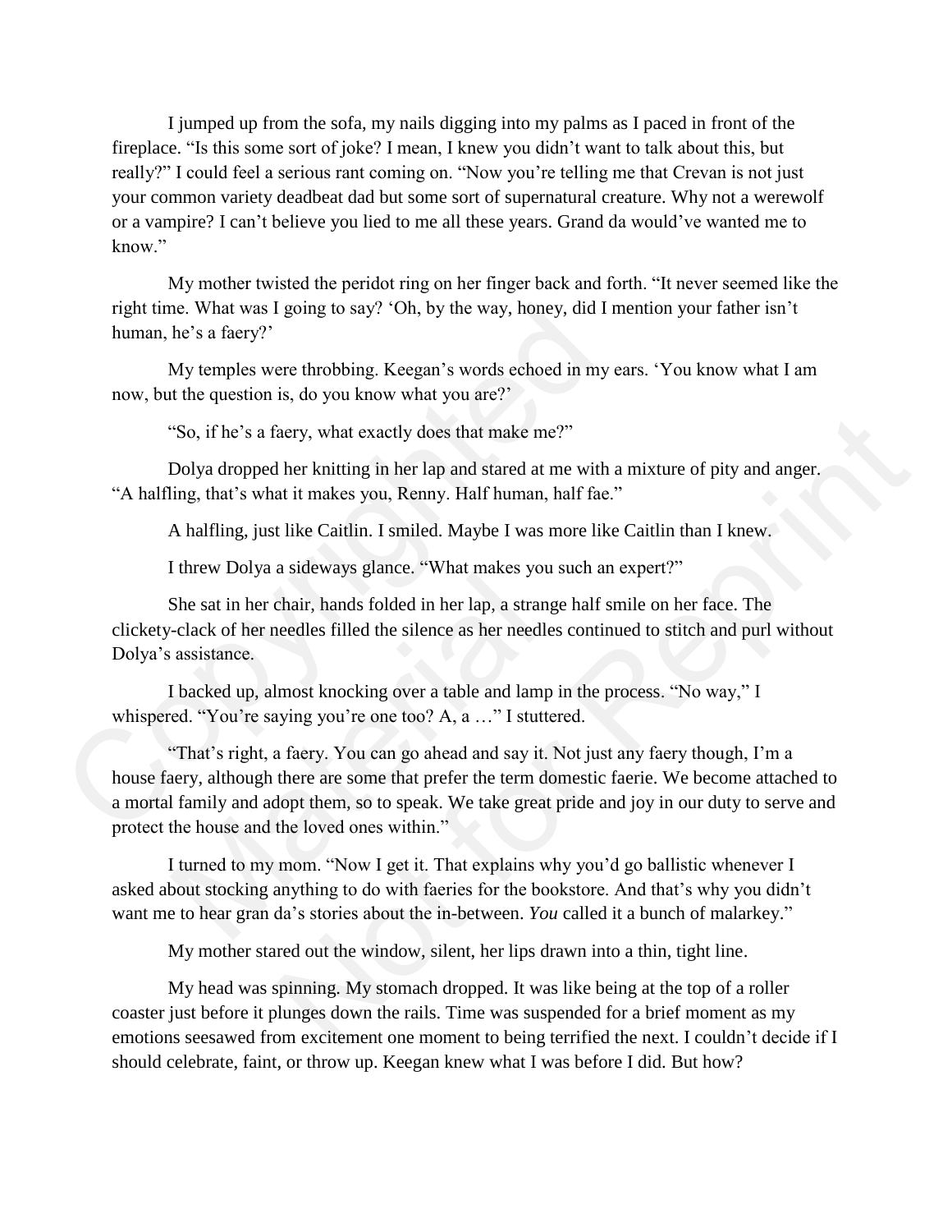I jumped up from the sofa, my nails digging into my palms as I paced in front of the fireplace. "Is this some sort of joke? I mean, I knew you didn't want to talk about this, but really?" I could feel a serious rant coming on. "Now you're telling me that Crevan is not just your common variety deadbeat dad but some sort of supernatural creature. Why not a werewolf or a vampire? I can't believe you lied to me all these years. Grand da would've wanted me to know."

My mother twisted the peridot ring on her finger back and forth. "It never seemed like the right time. What was I going to say? 'Oh, by the way, honey, did I mention your father isn't human, he's a faery?'

My temples were throbbing. Keegan's words echoed in my ears. 'You know what I am now, but the question is, do you know what you are?'

"So, if he's a faery, what exactly does that make me?"

Dolya dropped her knitting in her lap and stared at me with a mixture of pity and anger. "A halfling, that's what it makes you, Renny. Half human, half fae."

A halfling, just like Caitlin. I smiled. Maybe I was more like Caitlin than I knew.

I threw Dolya a sideways glance. "What makes you such an expert?"

She sat in her chair, hands folded in her lap, a strange half smile on her face. The clickety-clack of her needles filled the silence as her needles continued to stitch and purl without Dolya's assistance.

I backed up, almost knocking over a table and lamp in the process. "No way," I whispered. "You're saying you're one too? A, a …" I stuttered.

"That's right, a faery. You can go ahead and say it. Not just any faery though, I'm a house faery, although there are some that prefer the term domestic faerie. We become attached to a mortal family and adopt them, so to speak. We take great pride and joy in our duty to serve and protect the house and the loved ones within."

I turned to my mom. "Now I get it. That explains why you'd go ballistic whenever I asked about stocking anything to do with faeries for the bookstore. And that's why you didn't want me to hear gran da's stories about the in-between. *You* called it a bunch of malarkey."

My mother stared out the window, silent, her lips drawn into a thin, tight line.

My head was spinning. My stomach dropped. It was like being at the top of a roller coaster just before it plunges down the rails. Time was suspended for a brief moment as my emotions seesawed from excitement one moment to being terrified the next. I couldn't decide if I should celebrate, faint, or throw up. Keegan knew what I was before I did. But how?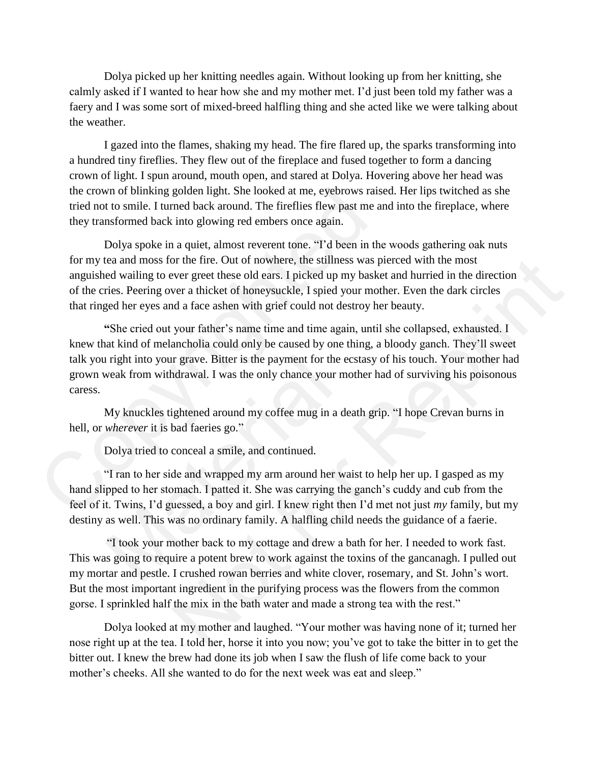Dolya picked up her knitting needles again. Without looking up from her knitting, she calmly asked if I wanted to hear how she and my mother met. I'd just been told my father was a faery and I was some sort of mixed-breed halfling thing and she acted like we were talking about the weather.

I gazed into the flames, shaking my head. The fire flared up, the sparks transforming into a hundred tiny fireflies. They flew out of the fireplace and fused together to form a dancing crown of light. I spun around, mouth open, and stared at Dolya. Hovering above her head was the crown of blinking golden light. She looked at me, eyebrows raised. Her lips twitched as she tried not to smile. I turned back around. The fireflies flew past me and into the fireplace, where they transformed back into glowing red embers once again.

Dolya spoke in a quiet, almost reverent tone. "I'd been in the woods gathering oak nuts for my tea and moss for the fire. Out of nowhere, the stillness was pierced with the most anguished wailing to ever greet these old ears. I picked up my basket and hurried in the direction of the cries. Peering over a thicket of honeysuckle, I spied your mother. Even the dark circles that ringed her eyes and a face ashen with grief could not destroy her beauty.

**"**She cried out your father's name time and time again, until she collapsed, exhausted. I knew that kind of melancholia could only be caused by one thing, a bloody ganch. They'll sweet talk you right into your grave. Bitter is the payment for the ecstasy of his touch. Your mother had grown weak from withdrawal. I was the only chance your mother had of surviving his poisonous caress.

My knuckles tightened around my coffee mug in a death grip. "I hope Crevan burns in hell, or *wherever* it is bad faeries go."

Dolya tried to conceal a smile, and continued.

"I ran to her side and wrapped my arm around her waist to help her up. I gasped as my hand slipped to her stomach. I patted it. She was carrying the ganch's cuddy and cub from the feel of it. Twins, I'd guessed, a boy and girl. I knew right then I'd met not just *my* family, but my destiny as well. This was no ordinary family. A halfling child needs the guidance of a faerie.

"I took your mother back to my cottage and drew a bath for her. I needed to work fast. This was going to require a potent brew to work against the toxins of the gancanagh. I pulled out my mortar and pestle. I crushed rowan berries and white clover, rosemary, and St. John's wort. But the most important ingredient in the purifying process was the flowers from the common gorse. I sprinkled half the mix in the bath water and made a strong tea with the rest."

Dolya looked at my mother and laughed. "Your mother was having none of it; turned her nose right up at the tea. I told her, horse it into you now; you've got to take the bitter in to get the bitter out. I knew the brew had done its job when I saw the flush of life come back to your mother's cheeks. All she wanted to do for the next week was eat and sleep."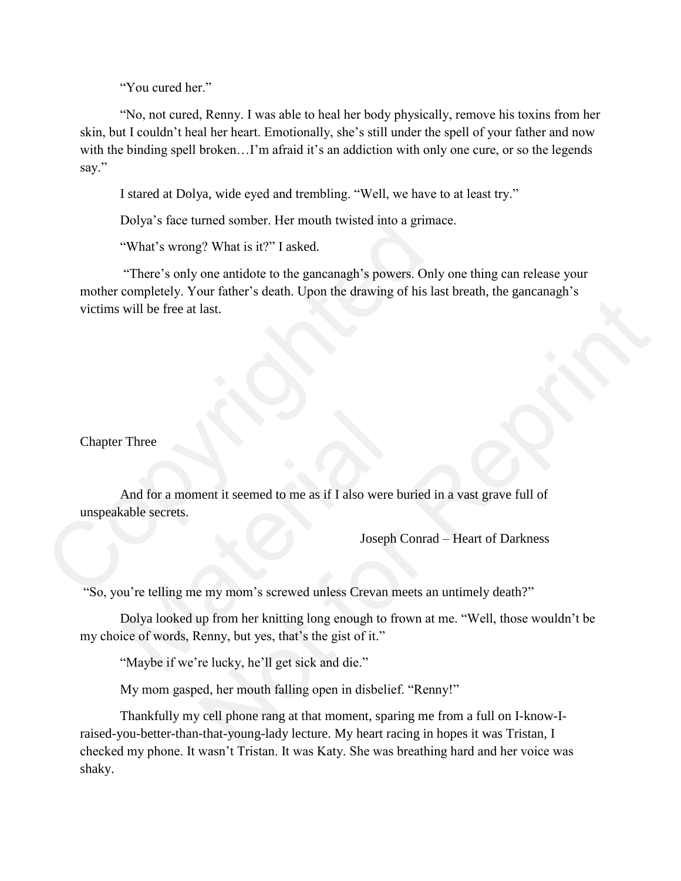"You cured her."

"No, not cured, Renny. I was able to heal her body physically, remove his toxins from her skin, but I couldn't heal her heart. Emotionally, she's still under the spell of your father and now with the binding spell broken…I'm afraid it's an addiction with only one cure, or so the legends say."

I stared at Dolya, wide eyed and trembling. "Well, we have to at least try."

Dolya's face turned somber. Her mouth twisted into a grimace.

"What's wrong? What is it?" I asked.

"There's only one antidote to the gancanagh's powers. Only one thing can release your mother completely. Your father's death. Upon the drawing of his last breath, the gancanagh's victims will be free at last.

## Chapter Three

And for a moment it seemed to me as if I also were buried in a vast grave full of unspeakable secrets.

Joseph Conrad – Heart of Darkness

"So, you're telling me my mom's screwed unless Crevan meets an untimely death?"

Dolya looked up from her knitting long enough to frown at me. "Well, those wouldn't be my choice of words, Renny, but yes, that's the gist of it."

"Maybe if we're lucky, he'll get sick and die."

My mom gasped, her mouth falling open in disbelief. "Renny!"

Thankfully my cell phone rang at that moment, sparing me from a full on I-know-I-raised-you-better-than-that-young-lady lecture. My heart racing in hopes it was Tristan, I checked my phone. It wasn't Tristan. It was Katy. She was breathing hard and her voice was shaky.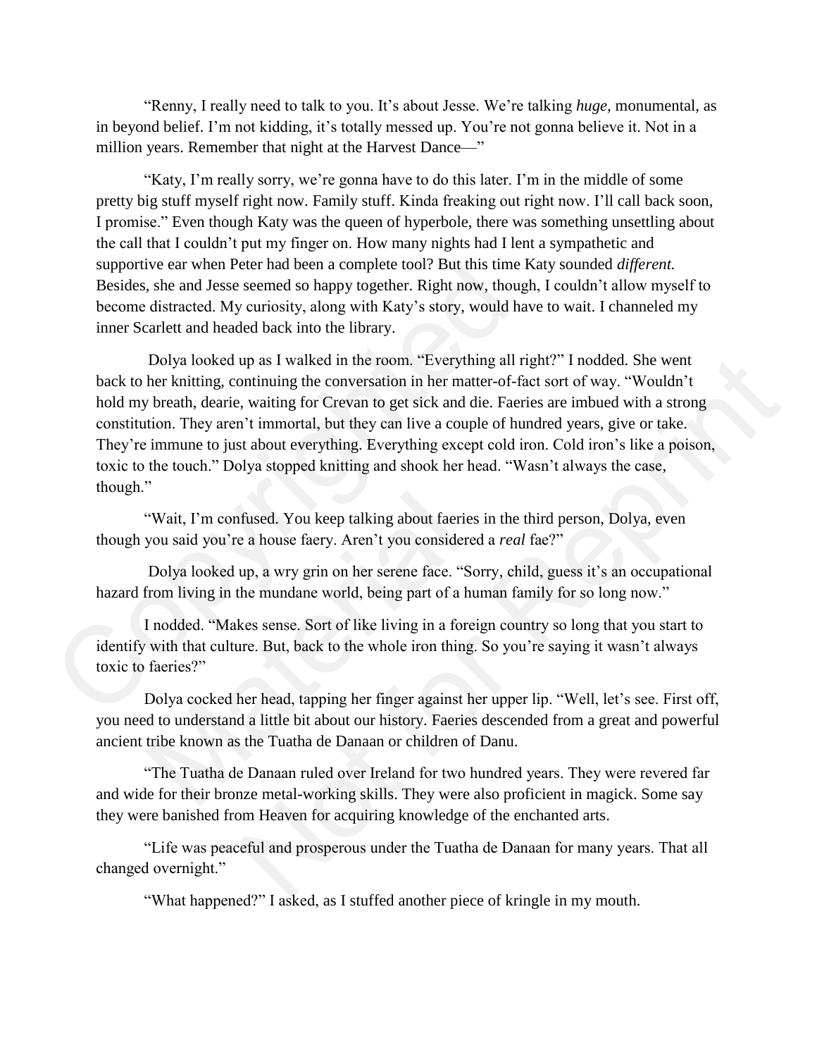"Renny, I really need to talk to you. It's about Jesse. We're talking *huge,* monumental, as in beyond belief. I'm not kidding, it's totally messed up. You're not gonna believe it. Not in a million years. Remember that night at the Harvest Dance—"

"Katy, I'm really sorry, we're gonna have to do this later. I'm in the middle of some pretty big stuff myself right now. Family stuff. Kinda freaking out right now. I'll call back soon, I promise." Even though Katy was the queen of hyperbole, there was something unsettling about the call that I couldn't put my finger on. How many nights had I lent a sympathetic and supportive ear when Peter had been a complete tool? But this time Katy sounded *different.* Besides, she and Jesse seemed so happy together. Right now, though, I couldn't allow myself to become distracted. My curiosity, along with Katy's story, would have to wait. I channeled my inner Scarlett and headed back into the library.

Dolya looked up as I walked in the room. "Everything all right?" I nodded. She went back to her knitting, continuing the conversation in her matter-of-fact sort of way. "Wouldn't hold my breath, dearie, waiting for Crevan to get sick and die. Faeries are imbued with a strong constitution. They aren't immortal, but they can live a couple of hundred years, give or take. They're immune to just about everything. Everything except cold iron. Cold iron's like a poison, toxic to the touch." Dolya stopped knitting and shook her head. "Wasn't always the case, though."

"Wait, I'm confused. You keep talking about faeries in the third person, Dolya, even though you said you're a house faery. Aren't you considered a *real* fae?"

Dolya looked up, a wry grin on her serene face. "Sorry, child, guess it's an occupational hazard from living in the mundane world, being part of a human family for so long now."

I nodded. "Makes sense. Sort of like living in a foreign country so long that you start to identify with that culture. But, back to the whole iron thing. So you're saying it wasn't always toxic to faeries?"

Dolya cocked her head, tapping her finger against her upper lip. "Well, let's see. First off, you need to understand a little bit about our history. Faeries descended from a great and powerful ancient tribe known as the Tuatha de Danaan or children of Danu.

"The Tuatha de Danaan ruled over Ireland for two hundred years. They were revered far and wide for their bronze metal-working skills. They were also proficient in magick. Some say they were banished from Heaven for acquiring knowledge of the enchanted arts.

"Life was peaceful and prosperous under the Tuatha de Danaan for many years. That all changed overnight."

"What happened?" I asked, as I stuffed another piece of kringle in my mouth.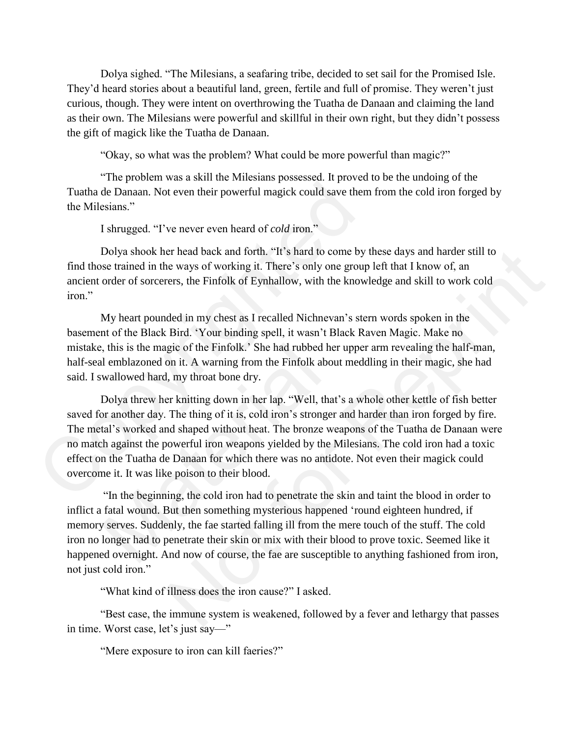Dolya sighed. "The Milesians, a seafaring tribe, decided to set sail for the Promised Isle. They'd heard stories about a beautiful land, green, fertile and full of promise. They weren't just curious, though. They were intent on overthrowing the Tuatha de Danaan and claiming the land as their own. The Milesians were powerful and skillful in their own right, but they didn't possess the gift of magick like the Tuatha de Danaan.

"Okay, so what was the problem? What could be more powerful than magic?"

"The problem was a skill the Milesians possessed. It proved to be the undoing of the Tuatha de Danaan. Not even their powerful magick could save them from the cold iron forged by the Milesians."

I shrugged. "I've never even heard of *cold* iron."

Dolya shook her head back and forth. "It's hard to come by these days and harder still to find those trained in the ways of working it. There's only one group left that I know of, an ancient order of sorcerers, the Finfolk of Eynhallow, with the knowledge and skill to work cold iron."

My heart pounded in my chest as I recalled Nichnevan's stern words spoken in the basement of the Black Bird. 'Your binding spell, it wasn't Black Raven Magic. Make no mistake, this is the magic of the Finfolk.' She had rubbed her upper arm revealing the half-man, half-seal emblazoned on it. A warning from the Finfolk about meddling in their magic, she had said. I swallowed hard, my throat bone dry.

Dolya threw her knitting down in her lap. "Well, that's a whole other kettle of fish better saved for another day. The thing of it is, cold iron's stronger and harder than iron forged by fire. The metal's worked and shaped without heat. The bronze weapons of the Tuatha de Danaan were no match against the powerful iron weapons yielded by the Milesians. The cold iron had a toxic effect on the Tuatha de Danaan for which there was no antidote. Not even their magick could overcome it. It was like poison to their blood.

"In the beginning, the cold iron had to penetrate the skin and taint the blood in order to inflict a fatal wound. But then something mysterious happened 'round eighteen hundred, if memory serves. Suddenly, the fae started falling ill from the mere touch of the stuff. The cold iron no longer had to penetrate their skin or mix with their blood to prove toxic. Seemed like it happened overnight. And now of course, the fae are susceptible to anything fashioned from iron, not just cold iron."

"What kind of illness does the iron cause?" I asked.

"Best case, the immune system is weakened, followed by a fever and lethargy that passes in time. Worst case, let's just say—"

"Mere exposure to iron can kill faeries?"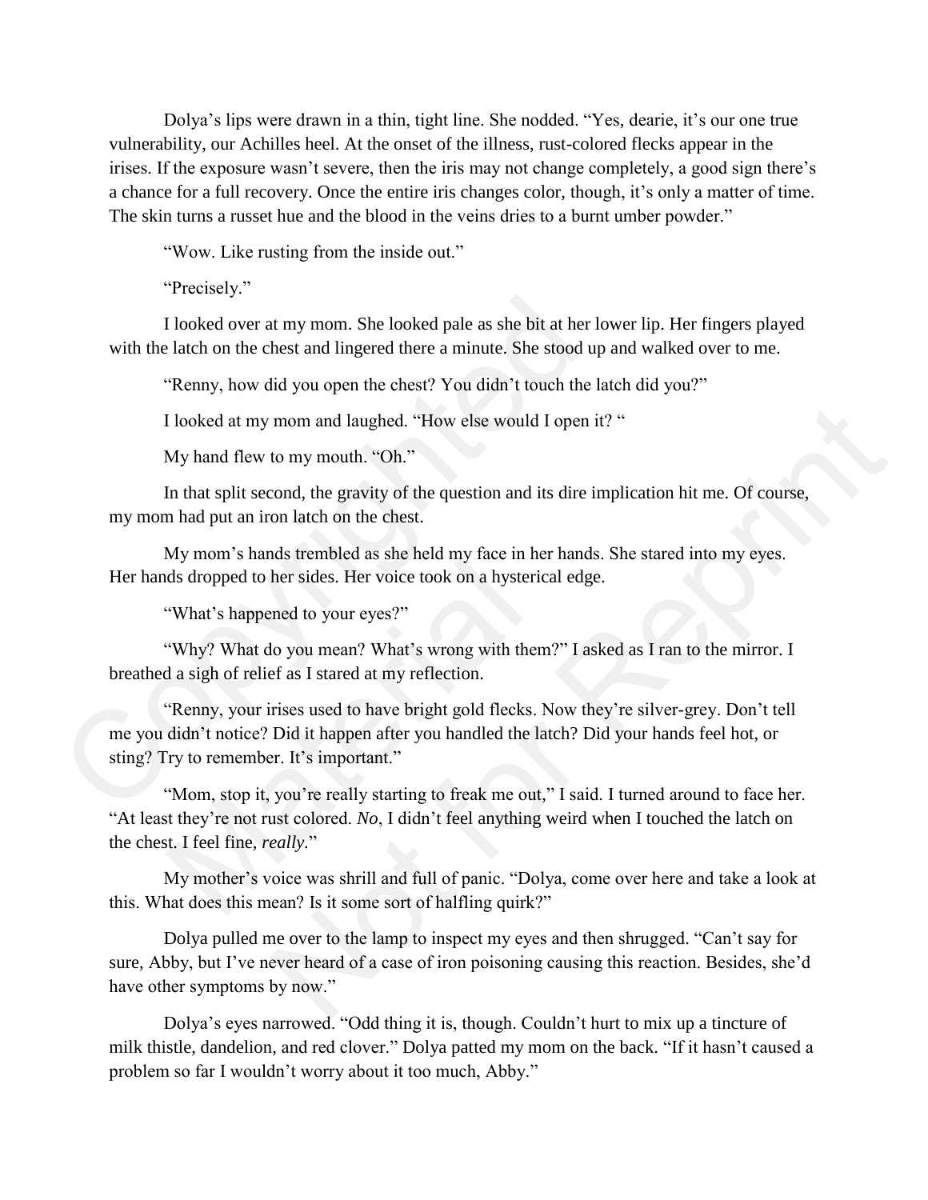Dolya's lips were drawn in a thin, tight line. She nodded. "Yes, dearie, it's our one true vulnerability, our Achilles heel. At the onset of the illness, rust-colored flecks appear in the irises. If the exposure wasn't severe, then the iris may not change completely, a good sign there's a chance for a full recovery. Once the entire iris changes color, though, it's only a matter of time. The skin turns a russet hue and the blood in the veins dries to a burnt umber powder."

"Wow. Like rusting from the inside out."

"Precisely."

I looked over at my mom. She looked pale as she bit at her lower lip. Her fingers played with the latch on the chest and lingered there a minute. She stood up and walked over to me.

"Renny, how did you open the chest? You didn't touch the latch did you?"

I looked at my mom and laughed. "How else would I open it? "

My hand flew to my mouth. "Oh."

In that split second, the gravity of the question and its dire implication hit me. Of course, my mom had put an iron latch on the chest.

My mom's hands trembled as she held my face in her hands. She stared into my eyes. Her hands dropped to her sides. Her voice took on a hysterical edge.

"What's happened to your eyes?"

"Why? What do you mean? What's wrong with them?" I asked as I ran to the mirror. I breathed a sigh of relief as I stared at my reflection.

"Renny, your irises used to have bright gold flecks. Now they're silver-grey. Don't tell me you didn't notice? Did it happen after you handled the latch? Did your hands feel hot, or sting? Try to remember. It's important."

"Mom, stop it, you're really starting to freak me out," I said. I turned around to face her. "At least they're not rust colored. *No*, I didn't feel anything weird when I touched the latch on the chest. I feel fine, *really*."

My mother's voice was shrill and full of panic. "Dolya, come over here and take a look at this. What does this mean? Is it some sort of halfling quirk?"

Dolya pulled me over to the lamp to inspect my eyes and then shrugged. "Can't say for sure, Abby, but I've never heard of a case of iron poisoning causing this reaction. Besides, she'd have other symptoms by now."

Dolya's eyes narrowed. "Odd thing it is, though. Couldn't hurt to mix up a tincture of milk thistle, dandelion, and red clover." Dolya patted my mom on the back. "If it hasn't caused a problem so far I wouldn't worry about it too much, Abby."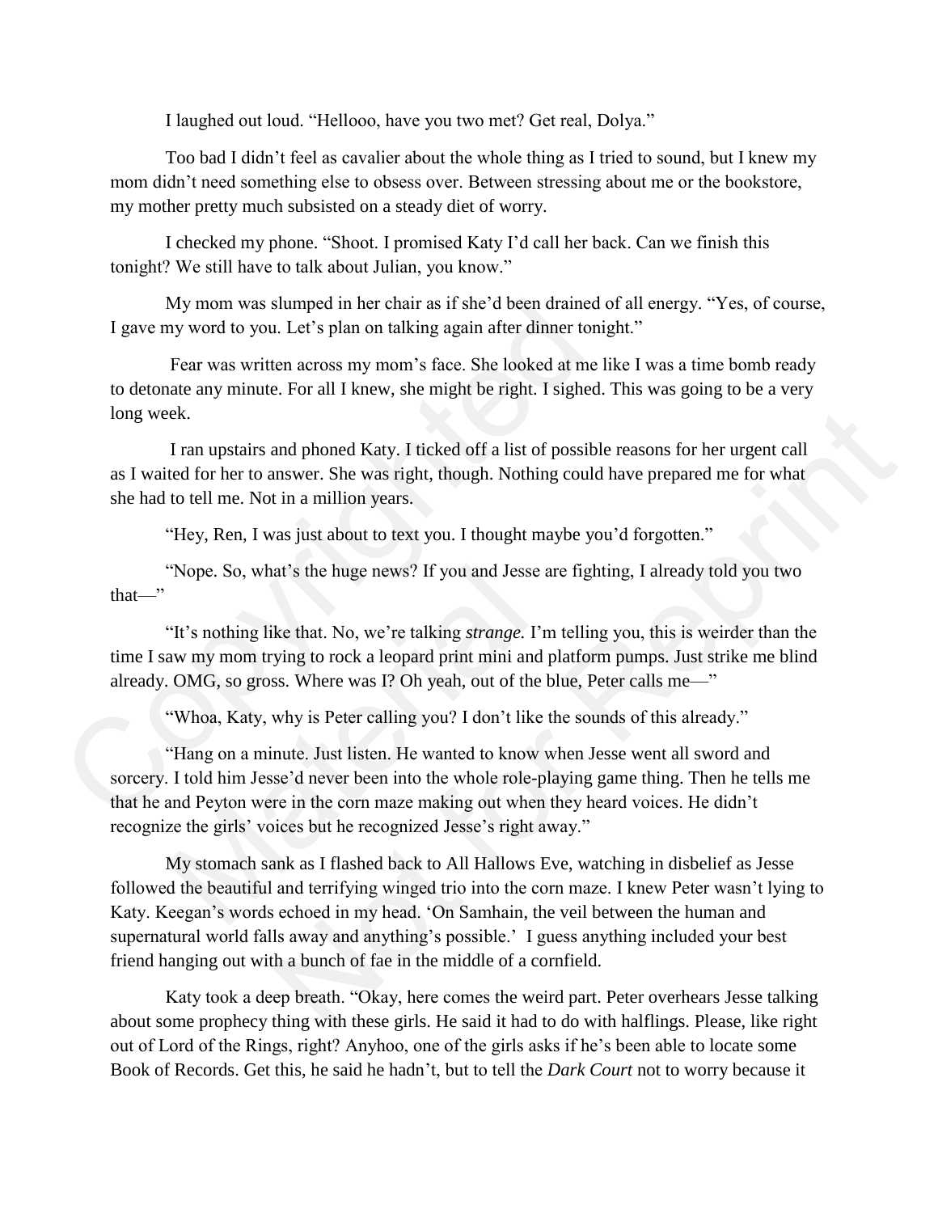I laughed out loud. "Hellooo, have you two met? Get real, Dolya."

Too bad I didn't feel as cavalier about the whole thing as I tried to sound, but I knew my mom didn't need something else to obsess over. Between stressing about me or the bookstore, my mother pretty much subsisted on a steady diet of worry.

I checked my phone. "Shoot. I promised Katy I'd call her back. Can we finish this tonight? We still have to talk about Julian, you know."

My mom was slumped in her chair as if she'd been drained of all energy. "Yes, of course, I gave my word to you. Let's plan on talking again after dinner tonight."

Fear was written across my mom's face. She looked at me like I was a time bomb ready to detonate any minute. For all I knew, she might be right. I sighed. This was going to be a very long week.

I ran upstairs and phoned Katy. I ticked off a list of possible reasons for her urgent call as I waited for her to answer. She was right, though. Nothing could have prepared me for what she had to tell me. Not in a million years.

"Hey, Ren, I was just about to text you. I thought maybe you'd forgotten."

"Nope. So, what's the huge news? If you and Jesse are fighting, I already told you two that—"

"It's nothing like that. No, we're talking *strange.* I'm telling you, this is weirder than the time I saw my mom trying to rock a leopard print mini and platform pumps. Just strike me blind already. OMG, so gross. Where was I? Oh yeah, out of the blue, Peter calls me—"

"Whoa, Katy, why is Peter calling you? I don't like the sounds of this already."

"Hang on a minute. Just listen. He wanted to know when Jesse went all sword and sorcery. I told him Jesse'd never been into the whole role-playing game thing. Then he tells me that he and Peyton were in the corn maze making out when they heard voices. He didn't recognize the girls' voices but he recognized Jesse's right away."

My stomach sank as I flashed back to All Hallows Eve, watching in disbelief as Jesse followed the beautiful and terrifying winged trio into the corn maze. I knew Peter wasn't lying to Katy. Keegan's words echoed in my head. 'On Samhain, the veil between the human and supernatural world falls away and anything's possible.' I guess anything included your best friend hanging out with a bunch of fae in the middle of a cornfield.

Katy took a deep breath. "Okay, here comes the weird part. Peter overhears Jesse talking about some prophecy thing with these girls. He said it had to do with halflings. Please, like right out of Lord of the Rings, right? Anyhoo, one of the girls asks if he's been able to locate some Book of Records. Get this, he said he hadn't, but to tell the *Dark Court* not to worry because it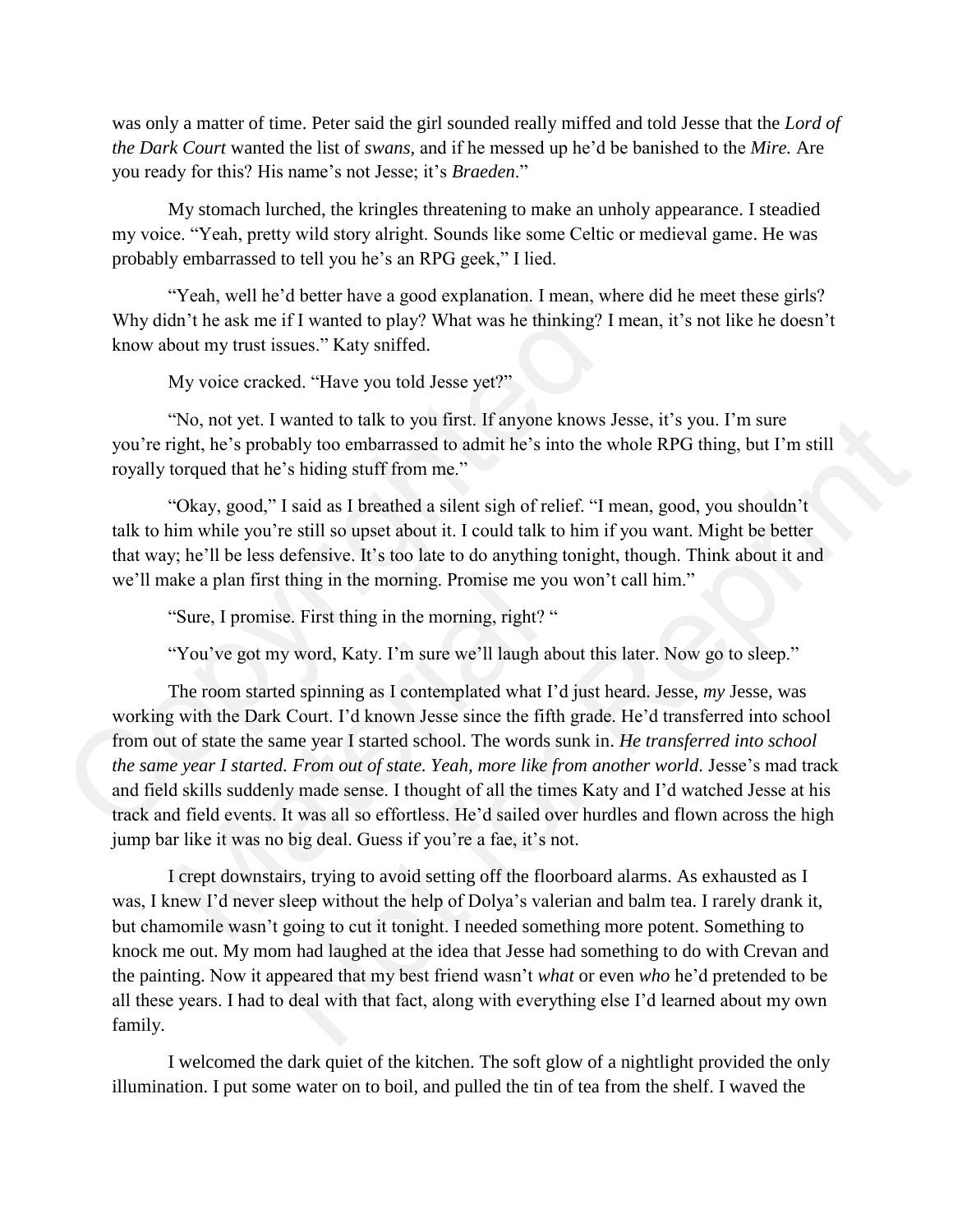was only a matter of time. Peter said the girl sounded really miffed and told Jesse that the *Lord of the Dark Court* wanted the list of *swans,* and if he messed up he'd be banished to the *Mire.* Are you ready for this? His name's not Jesse; it's *Braeden*."

My stomach lurched, the kringles threatening to make an unholy appearance. I steadied my voice. "Yeah, pretty wild story alright. Sounds like some Celtic or medieval game. He was probably embarrassed to tell you he's an RPG geek," I lied.

"Yeah, well he'd better have a good explanation. I mean, where did he meet these girls? Why didn't he ask me if I wanted to play? What was he thinking? I mean, it's not like he doesn't know about my trust issues." Katy sniffed.

My voice cracked. "Have you told Jesse yet?"

"No, not yet. I wanted to talk to you first. If anyone knows Jesse, it's you. I'm sure you're right, he's probably too embarrassed to admit he's into the whole RPG thing, but I'm still royally torqued that he's hiding stuff from me."

"Okay, good," I said as I breathed a silent sigh of relief. "I mean, good, you shouldn't talk to him while you're still so upset about it. I could talk to him if you want. Might be better that way; he'll be less defensive. It's too late to do anything tonight, though. Think about it and we'll make a plan first thing in the morning. Promise me you won't call him."

"Sure, I promise. First thing in the morning, right? "

"You've got my word, Katy. I'm sure we'll laugh about this later. Now go to sleep."

The room started spinning as I contemplated what I'd just heard. Jesse, *my* Jesse, was working with the Dark Court. I'd known Jesse since the fifth grade. He'd transferred into school from out of state the same year I started school. The words sunk in. *He transferred into school the same year I started. From out of state. Yeah, more like from another world.* Jesse's mad track and field skills suddenly made sense. I thought of all the times Katy and I'd watched Jesse at his track and field events. It was all so effortless. He'd sailed over hurdles and flown across the high jump bar like it was no big deal. Guess if you're a fae, it's not.

I crept downstairs, trying to avoid setting off the floorboard alarms. As exhausted as I was, I knew I'd never sleep without the help of Dolya's valerian and balm tea. I rarely drank it, but chamomile wasn't going to cut it tonight. I needed something more potent. Something to knock me out. My mom had laughed at the idea that Jesse had something to do with Crevan and the painting. Now it appeared that my best friend wasn't *what* or even *who* he'd pretended to be all these years. I had to deal with that fact, along with everything else I'd learned about my own family.

I welcomed the dark quiet of the kitchen. The soft glow of a nightlight provided the only illumination. I put some water on to boil, and pulled the tin of tea from the shelf. I waved the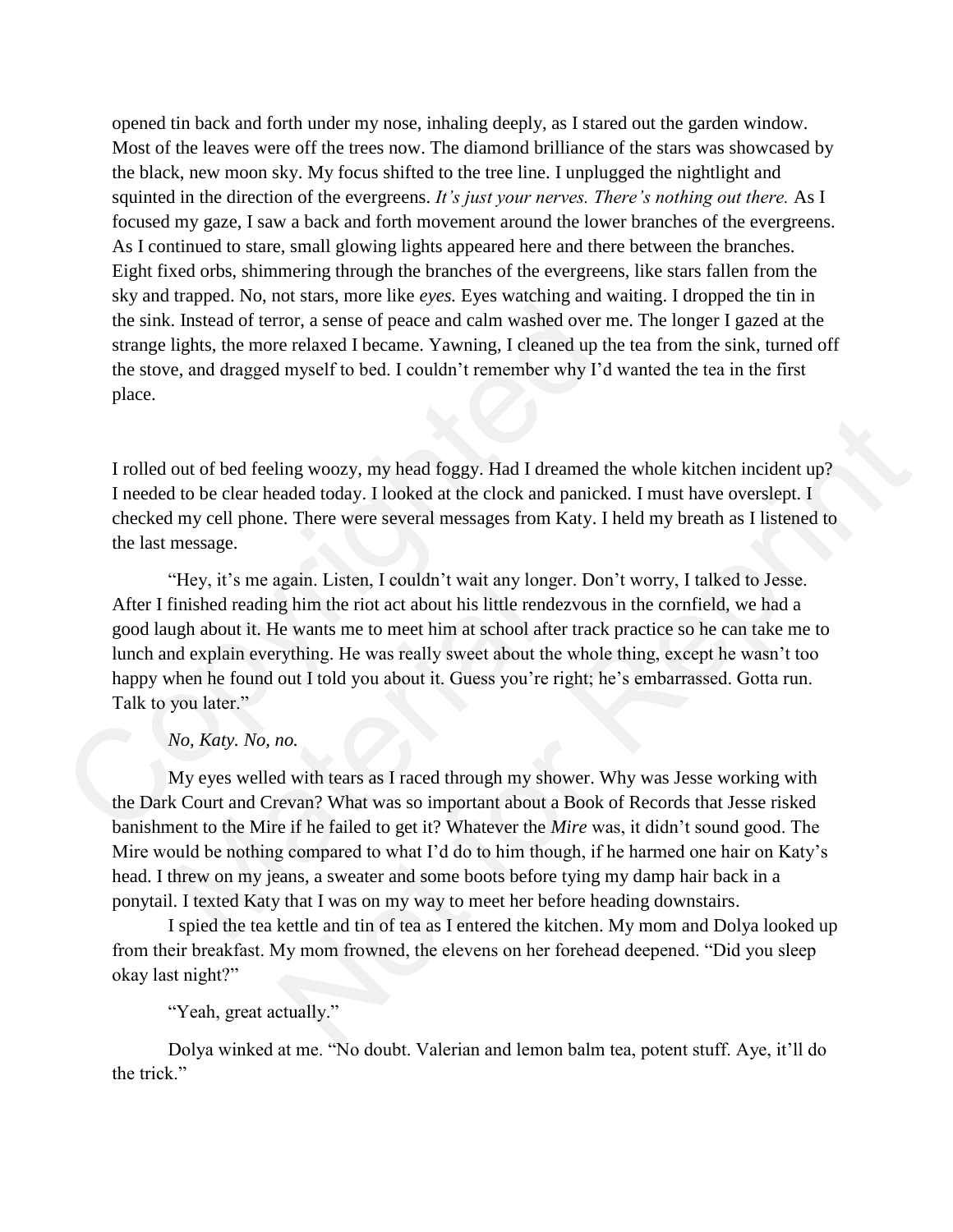opened tin back and forth under my nose, inhaling deeply, as I stared out the garden window. Most of the leaves were off the trees now. The diamond brilliance of the stars was showcased by the black, new moon sky. My focus shifted to the tree line. I unplugged the nightlight and squinted in the direction of the evergreens. *It's just your nerves. There's nothing out there.* As I focused my gaze, I saw a back and forth movement around the lower branches of the evergreens. As I continued to stare, small glowing lights appeared here and there between the branches. Eight fixed orbs, shimmering through the branches of the evergreens, like stars fallen from the sky and trapped. No, not stars, more like *eyes.* Eyes watching and waiting. I dropped the tin in the sink. Instead of terror, a sense of peace and calm washed over me. The longer I gazed at the strange lights, the more relaxed I became. Yawning, I cleaned up the tea from the sink, turned off the stove, and dragged myself to bed. I couldn't remember why I'd wanted the tea in the first place.

I rolled out of bed feeling woozy, my head foggy. Had I dreamed the whole kitchen incident up? I needed to be clear headed today. I looked at the clock and panicked. I must have overslept. I checked my cell phone. There were several messages from Katy. I held my breath as I listened to the last message.

"Hey, it's me again. Listen, I couldn't wait any longer. Don't worry, I talked to Jesse. After I finished reading him the riot act about his little rendezvous in the cornfield, we had a good laugh about it. He wants me to meet him at school after track practice so he can take me to lunch and explain everything. He was really sweet about the whole thing, except he wasn't too happy when he found out I told you about it. Guess you're right; he's embarrassed. Gotta run. Talk to you later."

*No, Katy. No, no.*

My eyes welled with tears as I raced through my shower. Why was Jesse working with the Dark Court and Crevan? What was so important about a Book of Records that Jesse risked banishment to the Mire if he failed to get it? Whatever the *Mire* was, it didn't sound good. The Mire would be nothing compared to what I'd do to him though, if he harmed one hair on Katy's head. I threw on my jeans, a sweater and some boots before tying my damp hair back in a ponytail. I texted Katy that I was on my way to meet her before heading downstairs.

I spied the tea kettle and tin of tea as I entered the kitchen. My mom and Dolya looked up from their breakfast. My mom frowned, the elevens on her forehead deepened. "Did you sleep okay last night?"

"Yeah, great actually."

Dolya winked at me. "No doubt. Valerian and lemon balm tea, potent stuff. Aye, it'll do the trick."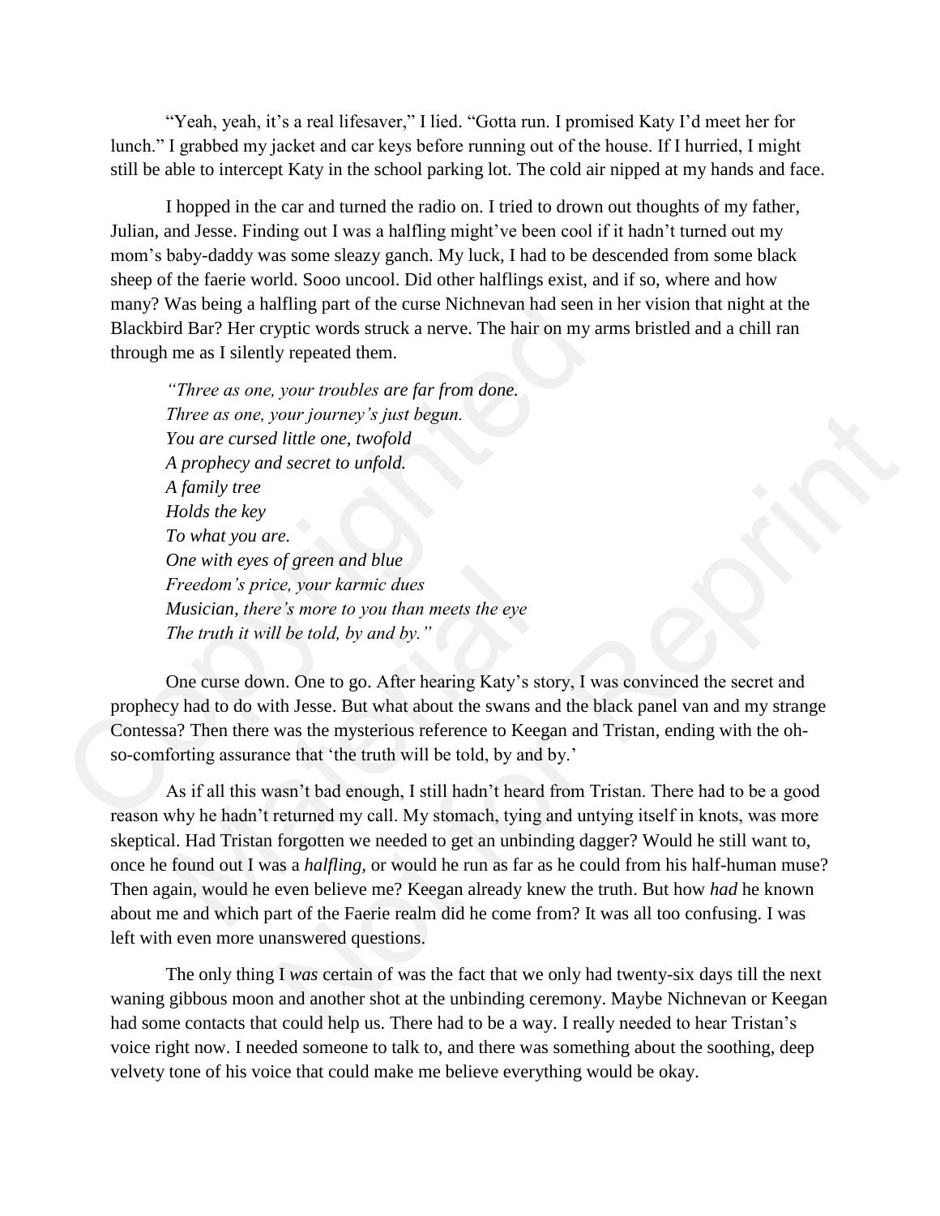"Yeah, yeah, it's a real lifesaver," I lied. "Gotta run. I promised Katy I'd meet her for lunch." I grabbed my jacket and car keys before running out of the house. If I hurried, I might still be able to intercept Katy in the school parking lot. The cold air nipped at my hands and face.

I hopped in the car and turned the radio on. I tried to drown out thoughts of my father, Julian, and Jesse. Finding out I was a halfling might've been cool if it hadn't turned out my mom's baby-daddy was some sleazy ganch. My luck, I had to be descended from some black sheep of the faerie world. Sooo uncool. Did other halflings exist, and if so, where and how many? Was being a halfling part of the curse Nichnevan had seen in her vision that night at the Blackbird Bar? Her cryptic words struck a nerve. The hair on my arms bristled and a chill ran through me as I silently repeated them.

*"Three as one, your troubles are far from done.*
*Three as one, your journey's just begun.*
*You are cursed little one, twofold*
*A prophecy and secret to unfold.*
*A family tree*
*Holds the key*
*To what you are.*
*One with eyes of green and blue*
*Freedom's price, your karmic dues*
*Musician, there's more to you than meets the eye*
*The truth it will be told, by and by."*

One curse down. One to go. After hearing Katy's story, I was convinced the secret and prophecy had to do with Jesse. But what about the swans and the black panel van and my strange Contessa? Then there was the mysterious reference to Keegan and Tristan, ending with the oh-so-comforting assurance that 'the truth will be told, by and by.'

As if all this wasn't bad enough, I still hadn't heard from Tristan. There had to be a good reason why he hadn't returned my call. My stomach, tying and untying itself in knots, was more skeptical. Had Tristan forgotten we needed to get an unbinding dagger? Would he still want to, once he found out I was a *halfling,* or would he run as far as he could from his half-human muse? Then again, would he even believe me? Keegan already knew the truth. But how *had* he known about me and which part of the Faerie realm did he come from? It was all too confusing. I was left with even more unanswered questions.

The only thing I *was* certain of was the fact that we only had twenty-six days till the next waning gibbous moon and another shot at the unbinding ceremony. Maybe Nichnevan or Keegan had some contacts that could help us. There had to be a way. I really needed to hear Tristan's voice right now. I needed someone to talk to, and there was something about the soothing, deep velvety tone of his voice that could make me believe everything would be okay.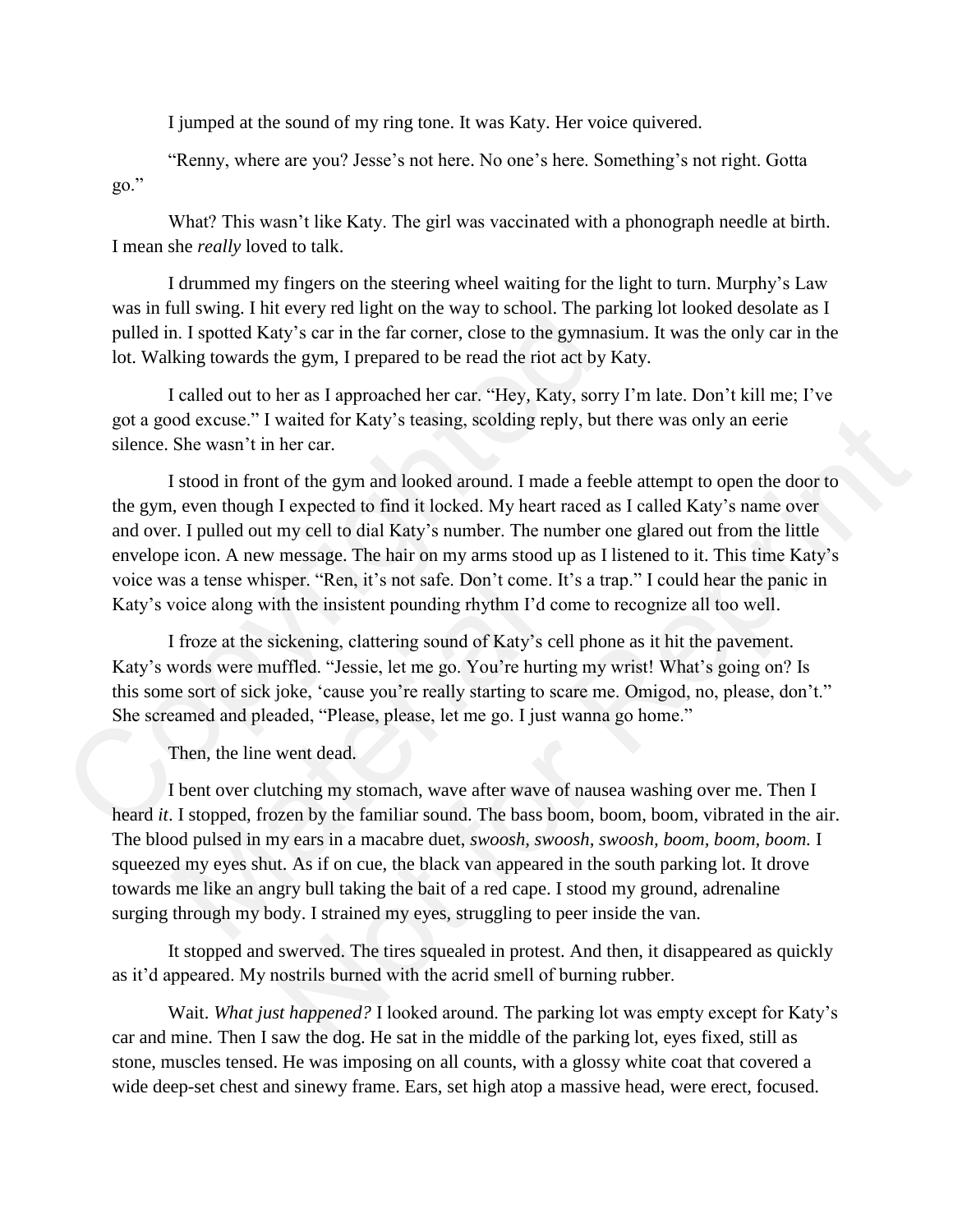I jumped at the sound of my ring tone. It was Katy. Her voice quivered.

"Renny, where are you? Jesse's not here. No one's here. Something's not right. Gotta go."

What? This wasn't like Katy. The girl was vaccinated with a phonograph needle at birth. I mean she *really* loved to talk.

I drummed my fingers on the steering wheel waiting for the light to turn. Murphy's Law was in full swing. I hit every red light on the way to school. The parking lot looked desolate as I pulled in. I spotted Katy's car in the far corner, close to the gymnasium. It was the only car in the lot. Walking towards the gym, I prepared to be read the riot act by Katy.

I called out to her as I approached her car. "Hey, Katy, sorry I'm late. Don't kill me; I've got a good excuse." I waited for Katy's teasing, scolding reply, but there was only an eerie silence. She wasn't in her car.

I stood in front of the gym and looked around. I made a feeble attempt to open the door to the gym, even though I expected to find it locked. My heart raced as I called Katy's name over and over. I pulled out my cell to dial Katy's number. The number one glared out from the little envelope icon. A new message. The hair on my arms stood up as I listened to it. This time Katy's voice was a tense whisper. "Ren, it's not safe. Don't come. It's a trap." I could hear the panic in Katy's voice along with the insistent pounding rhythm I'd come to recognize all too well.

I froze at the sickening, clattering sound of Katy's cell phone as it hit the pavement. Katy's words were muffled. "Jessie, let me go. You're hurting my wrist! What's going on? Is this some sort of sick joke, 'cause you're really starting to scare me. Omigod, no, please, don't." She screamed and pleaded, "Please, please, let me go. I just wanna go home."

Then, the line went dead.

I bent over clutching my stomach, wave after wave of nausea washing over me. Then I heard *it*. I stopped, frozen by the familiar sound. The bass boom, boom, boom, vibrated in the air. The blood pulsed in my ears in a macabre duet, *swoosh, swoosh, swoosh, boom, boom, boom.* I squeezed my eyes shut. As if on cue, the black van appeared in the south parking lot. It drove towards me like an angry bull taking the bait of a red cape. I stood my ground, adrenaline surging through my body. I strained my eyes, struggling to peer inside the van.

It stopped and swerved. The tires squealed in protest. And then, it disappeared as quickly as it'd appeared. My nostrils burned with the acrid smell of burning rubber.

Wait. *What just happened?* I looked around. The parking lot was empty except for Katy's car and mine. Then I saw the dog. He sat in the middle of the parking lot, eyes fixed, still as stone, muscles tensed. He was imposing on all counts, with a glossy white coat that covered a wide deep-set chest and sinewy frame. Ears, set high atop a massive head, were erect, focused.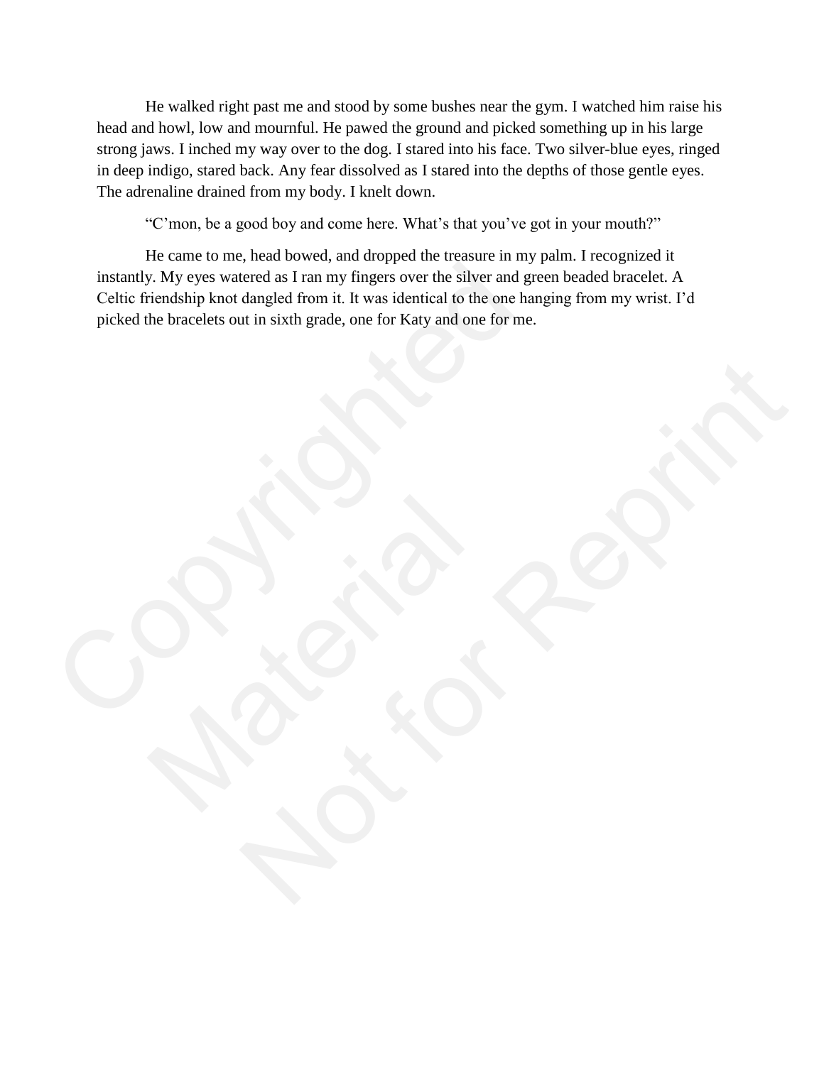He walked right past me and stood by some bushes near the gym. I watched him raise his head and howl, low and mournful. He pawed the ground and picked something up in his large strong jaws. I inched my way over to the dog. I stared into his face. Two silver-blue eyes, ringed in deep indigo, stared back. Any fear dissolved as I stared into the depths of those gentle eyes. The adrenaline drained from my body. I knelt down.

"C'mon, be a good boy and come here. What's that you've got in your mouth?"

He came to me, head bowed, and dropped the treasure in my palm. I recognized it instantly. My eyes watered as I ran my fingers over the silver and green beaded bracelet. A Celtic friendship knot dangled from it. It was identical to the one hanging from my wrist. I'd picked the bracelets out in sixth grade, one for Katy and one for me.